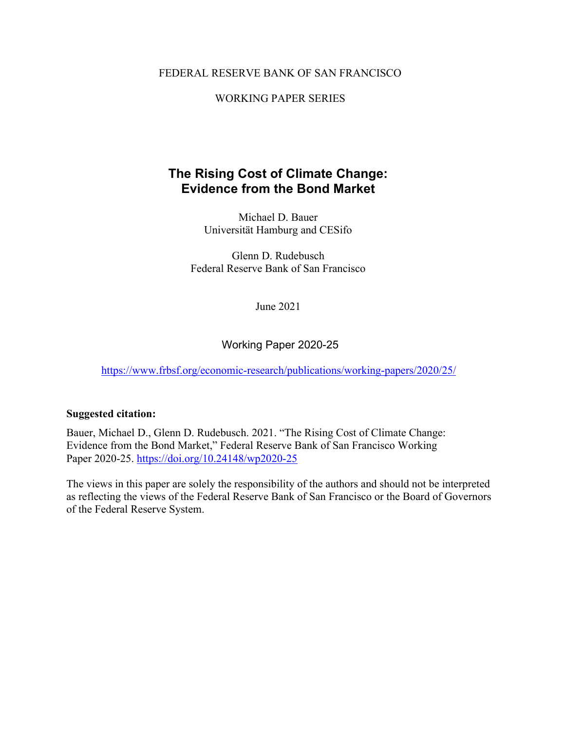FEDERAL RESERVE BANK OF SAN FRANCISCO

WORKING PAPER SERIES

# The Rising Cost of Climate Change: Evidence from the Bond Market

Michael D. Bauer
Universität Hamburg and CESifo

Glenn D. Rudebusch
Federal Reserve Bank of San Francisco

June 2021

Working Paper 2020-25

https://www.frbsf.org/economic-research/publications/working-papers/2020/25/

**Suggested citation:**

Bauer, Michael D., Glenn D. Rudebusch. 2021. "The Rising Cost of Climate Change: Evidence from the Bond Market," Federal Reserve Bank of San Francisco Working Paper 2020-25. https://doi.org/10.24148/wp2020-25

The views in this paper are solely the responsibility of the authors and should not be interpreted as reflecting the views of the Federal Reserve Bank of San Francisco or the Board of Governors of the Federal Reserve System.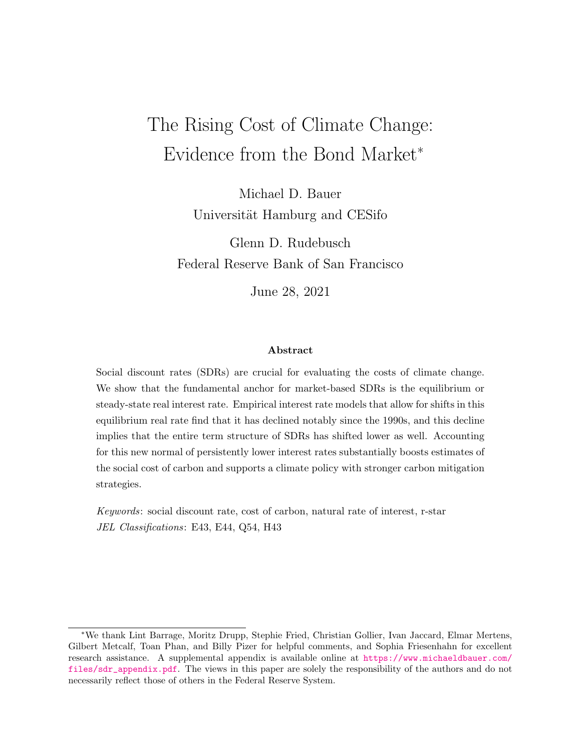# The Rising Cost of Climate Change: Evidence from the Bond Market*

Michael D. Bauer
Universität Hamburg and CESifo

Glenn D. Rudebusch
Federal Reserve Bank of San Francisco

June 28, 2021

### Abstract

Social discount rates (SDRs) are crucial for evaluating the costs of climate change. We show that the fundamental anchor for market-based SDRs is the equilibrium or steady-state real interest rate. Empirical interest rate models that allow for shifts in this equilibrium real rate find that it has declined notably since the 1990s, and this decline implies that the entire term structure of SDRs has shifted lower as well. Accounting for this new normal of persistently lower interest rates substantially boosts estimates of the social cost of carbon and supports a climate policy with stronger carbon mitigation strategies.

*Keywords*: social discount rate, cost of carbon, natural rate of interest, r-star
*JEL Classifications*: E43, E44, Q54, H43

---

*We thank Lint Barrage, Moritz Drupp, Stephie Fried, Christian Gollier, Ivan Jaccard, Elmar Mertens, Gilbert Metcalf, Toan Phan, and Billy Pizer for helpful comments, and Sophia Friesenhahn for excellent research assistance. A supplemental appendix is available online at https://www.michaeldbauer.com/files/sdr_appendix.pdf. The views in this paper are solely the responsibility of the authors and do not necessarily reflect those of others in the Federal Reserve System.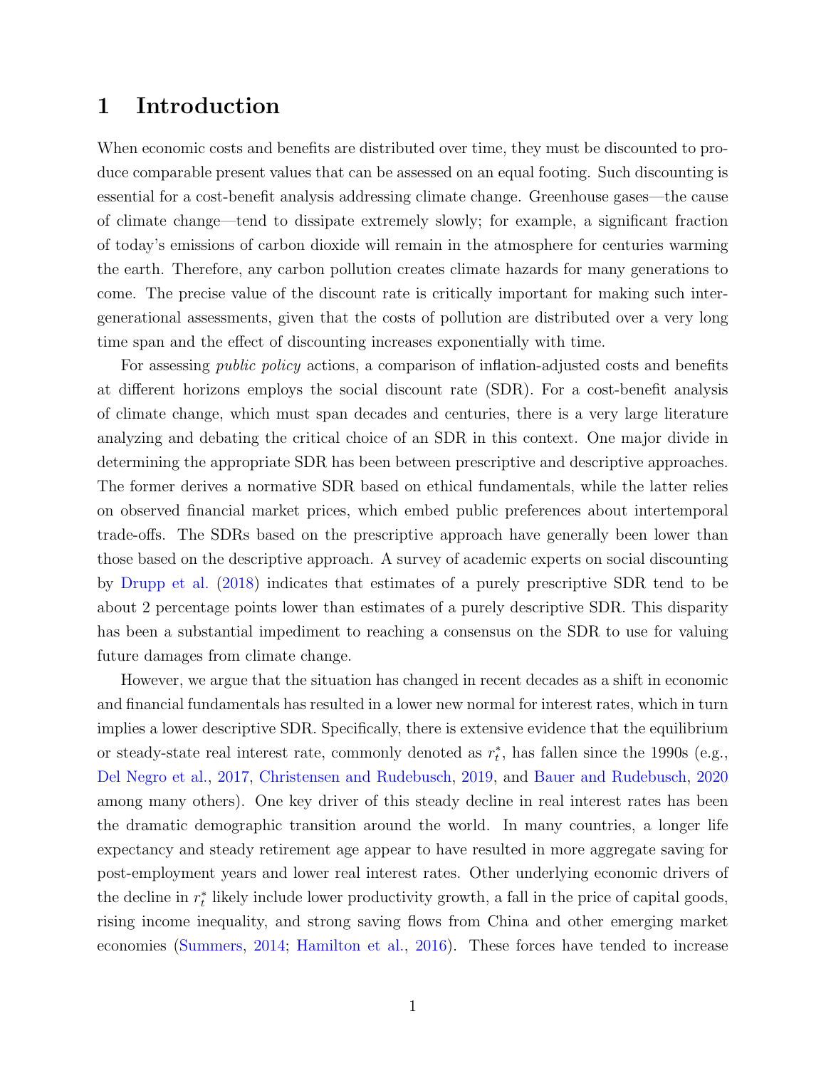# 1 Introduction

When economic costs and benefits are distributed over time, they must be discounted to produce comparable present values that can be assessed on an equal footing. Such discounting is essential for a cost-benefit analysis addressing climate change. Greenhouse gases—the cause of climate change—tend to dissipate extremely slowly; for example, a significant fraction of today's emissions of carbon dioxide will remain in the atmosphere for centuries warming the earth. Therefore, any carbon pollution creates climate hazards for many generations to come. The precise value of the discount rate is critically important for making such intergenerational assessments, given that the costs of pollution are distributed over a very long time span and the effect of discounting increases exponentially with time.

For assessing *public policy* actions, a comparison of inflation-adjusted costs and benefits at different horizons employs the social discount rate (SDR). For a cost-benefit analysis of climate change, which must span decades and centuries, there is a very large literature analyzing and debating the critical choice of an SDR in this context. One major divide in determining the appropriate SDR has been between prescriptive and descriptive approaches. The former derives a normative SDR based on ethical fundamentals, while the latter relies on observed financial market prices, which embed public preferences about intertemporal trade-offs. The SDRs based on the prescriptive approach have generally been lower than those based on the descriptive approach. A survey of academic experts on social discounting by Drupp et al. (2018) indicates that estimates of a purely prescriptive SDR tend to be about 2 percentage points lower than estimates of a purely descriptive SDR. This disparity has been a substantial impediment to reaching a consensus on the SDR to use for valuing future damages from climate change.

However, we argue that the situation has changed in recent decades as a shift in economic and financial fundamentals has resulted in a lower new normal for interest rates, which in turn implies a lower descriptive SDR. Specifically, there is extensive evidence that the equilibrium or steady-state real interest rate, commonly denoted as $r_t^*$, has fallen since the 1990s (e.g., Del Negro et al., 2017, Christensen and Rudebusch, 2019, and Bauer and Rudebusch, 2020 among many others). One key driver of this steady decline in real interest rates has been the dramatic demographic transition around the world. In many countries, a longer life expectancy and steady retirement age appear to have resulted in more aggregate saving for post-employment years and lower real interest rates. Other underlying economic drivers of the decline in $r_t^*$ likely include lower productivity growth, a fall in the price of capital goods, rising income inequality, and strong saving flows from China and other emerging market economies (Summers, 2014; Hamilton et al., 2016). These forces have tended to increase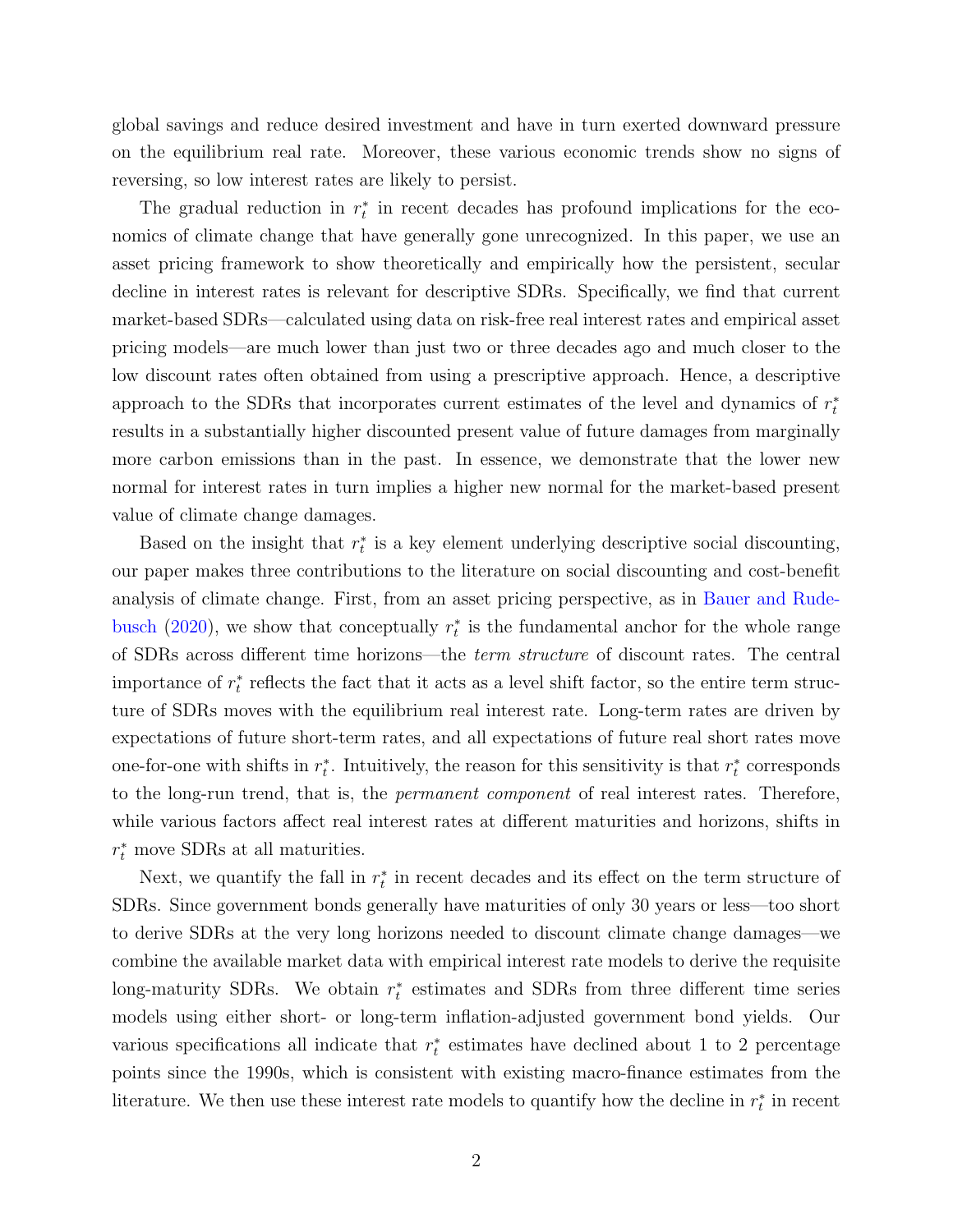global savings and reduce desired investment and have in turn exerted downward pressure on the equilibrium real rate. Moreover, these various economic trends show no signs of reversing, so low interest rates are likely to persist.

The gradual reduction in $r_t^*$ in recent decades has profound implications for the economics of climate change that have generally gone unrecognized. In this paper, we use an asset pricing framework to show theoretically and empirically how the persistent, secular decline in interest rates is relevant for descriptive SDRs. Specifically, we find that current market-based SDRs—calculated using data on risk-free real interest rates and empirical asset pricing models—are much lower than just two or three decades ago and much closer to the low discount rates often obtained from using a prescriptive approach. Hence, a descriptive approach to the SDRs that incorporates current estimates of the level and dynamics of $r_t^*$ results in a substantially higher discounted present value of future damages from marginally more carbon emissions than in the past. In essence, we demonstrate that the lower new normal for interest rates in turn implies a higher new normal for the market-based present value of climate change damages.

Based on the insight that $r_t^*$ is a key element underlying descriptive social discounting, our paper makes three contributions to the literature on social discounting and cost-benefit analysis of climate change. First, from an asset pricing perspective, as in Bauer and Rudebusch (2020), we show that conceptually $r_t^*$ is the fundamental anchor for the whole range of SDRs across different time horizons—the *term structure* of discount rates. The central importance of $r_t^*$ reflects the fact that it acts as a level shift factor, so the entire term structure of SDRs moves with the equilibrium real interest rate. Long-term rates are driven by expectations of future short-term rates, and all expectations of future real short rates move one-for-one with shifts in $r_t^*$. Intuitively, the reason for this sensitivity is that $r_t^*$ corresponds to the long-run trend, that is, the *permanent component* of real interest rates. Therefore, while various factors affect real interest rates at different maturities and horizons, shifts in $r_t^*$ move SDRs at all maturities.

Next, we quantify the fall in $r_t^*$ in recent decades and its effect on the term structure of SDRs. Since government bonds generally have maturities of only 30 years or less—too short to derive SDRs at the very long horizons needed to discount climate change damages—we combine the available market data with empirical interest rate models to derive the requisite long-maturity SDRs. We obtain $r_t^*$ estimates and SDRs from three different time series models using either short- or long-term inflation-adjusted government bond yields. Our various specifications all indicate that $r_t^*$ estimates have declined about 1 to 2 percentage points since the 1990s, which is consistent with existing macro-finance estimates from the literature. We then use these interest rate models to quantify how the decline in $r_t^*$ in recent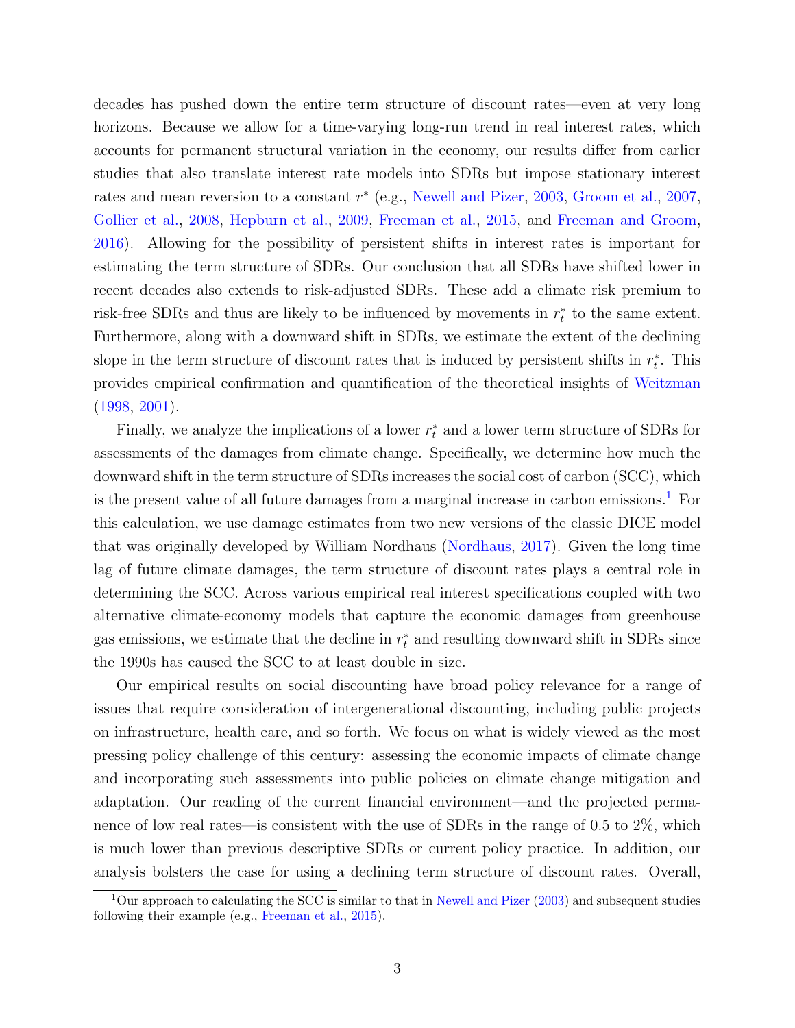decades has pushed down the entire term structure of discount rates—even at very long horizons. Because we allow for a time-varying long-run trend in real interest rates, which accounts for permanent structural variation in the economy, our results differ from earlier studies that also translate interest rate models into SDRs but impose stationary interest rates and mean reversion to a constant $r^*$ (e.g., Newell and Pizer, 2003, Groom et al., 2007, Gollier et al., 2008, Hepburn et al., 2009, Freeman et al., 2015, and Freeman and Groom, 2016). Allowing for the possibility of persistent shifts in interest rates is important for estimating the term structure of SDRs. Our conclusion that all SDRs have shifted lower in recent decades also extends to risk-adjusted SDRs. These add a climate risk premium to risk-free SDRs and thus are likely to be influenced by movements in $r_t^*$ to the same extent. Furthermore, along with a downward shift in SDRs, we estimate the extent of the declining slope in the term structure of discount rates that is induced by persistent shifts in $r_t^*$. This provides empirical confirmation and quantification of the theoretical insights of Weitzman (1998, 2001).

Finally, we analyze the implications of a lower $r_t^*$ and a lower term structure of SDRs for assessments of the damages from climate change. Specifically, we determine how much the downward shift in the term structure of SDRs increases the social cost of carbon (SCC), which is the present value of all future damages from a marginal increase in carbon emissions.[1] For this calculation, we use damage estimates from two new versions of the classic DICE model that was originally developed by William Nordhaus (Nordhaus, 2017). Given the long time lag of future climate damages, the term structure of discount rates plays a central role in determining the SCC. Across various empirical real interest specifications coupled with two alternative climate-economy models that capture the economic damages from greenhouse gas emissions, we estimate that the decline in $r_t^*$ and resulting downward shift in SDRs since the 1990s has caused the SCC to at least double in size.

Our empirical results on social discounting have broad policy relevance for a range of issues that require consideration of intergenerational discounting, including public projects on infrastructure, health care, and so forth. We focus on what is widely viewed as the most pressing policy challenge of this century: assessing the economic impacts of climate change and incorporating such assessments into public policies on climate change mitigation and adaptation. Our reading of the current financial environment—and the projected permanence of low real rates—is consistent with the use of SDRs in the range of 0.5 to 2%, which is much lower than previous descriptive SDRs or current policy practice. In addition, our analysis bolsters the case for using a declining term structure of discount rates. Overall,

[1] Our approach to calculating the SCC is similar to that in Newell and Pizer (2003) and subsequent studies following their example (e.g., Freeman et al., 2015).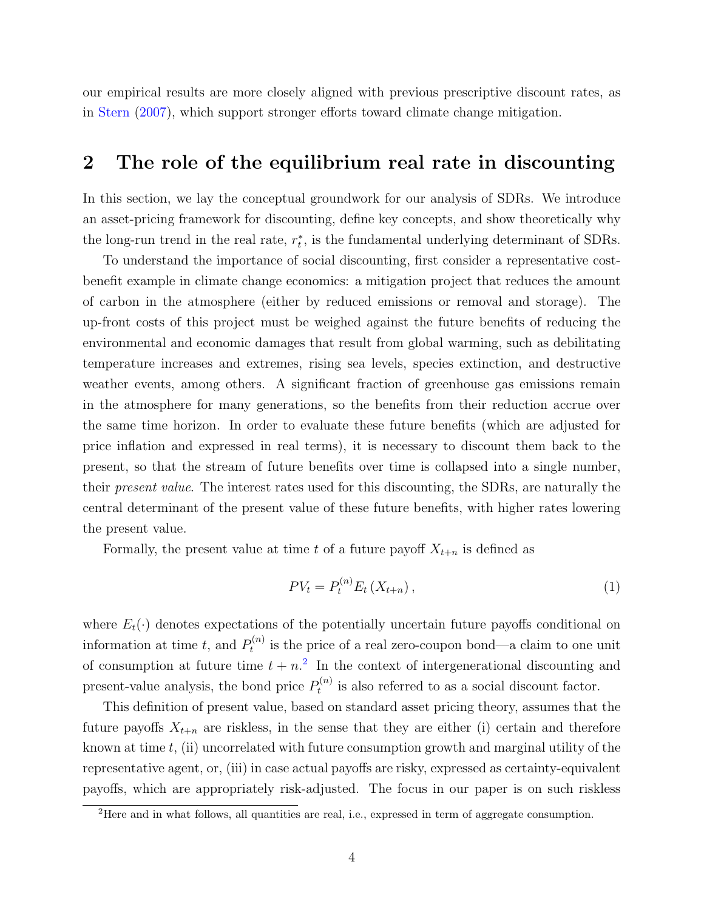our empirical results are more closely aligned with previous prescriptive discount rates, as in Stern (2007), which support stronger efforts toward climate change mitigation.

## 2 The role of the equilibrium real rate in discounting

In this section, we lay the conceptual groundwork for our analysis of SDRs. We introduce an asset-pricing framework for discounting, define key concepts, and show theoretically why the long-run trend in the real rate, $r_t^*$, is the fundamental underlying determinant of SDRs.

To understand the importance of social discounting, first consider a representative cost-benefit example in climate change economics: a mitigation project that reduces the amount of carbon in the atmosphere (either by reduced emissions or removal and storage). The up-front costs of this project must be weighed against the future benefits of reducing the environmental and economic damages that result from global warming, such as debilitating temperature increases and extremes, rising sea levels, species extinction, and destructive weather events, among others. A significant fraction of greenhouse gas emissions remain in the atmosphere for many generations, so the benefits from their reduction accrue over the same time horizon. In order to evaluate these future benefits (which are adjusted for price inflation and expressed in real terms), it is necessary to discount them back to the present, so that the stream of future benefits over time is collapsed into a single number, their *present value*. The interest rates used for this discounting, the SDRs, are naturally the central determinant of the present value of these future benefits, with higher rates lowering the present value.

Formally, the present value at time $t$ of a future payoff $X_{t+n}$ is defined as

$$PV_t = P_t^{(n)} E_t\left(X_{t+n}\right), \tag{1}$$

where $E_t(\cdot)$ denotes expectations of the potentially uncertain future payoffs conditional on information at time $t$, and $P_t^{(n)}$ is the price of a real zero-coupon bond—a claim to one unit of consumption at future time $t+n$.[2] In the context of intergenerational discounting and present-value analysis, the bond price $P_t^{(n)}$ is also referred to as a social discount factor.

This definition of present value, based on standard asset pricing theory, assumes that the future payoffs $X_{t+n}$ are riskless, in the sense that they are either (i) certain and therefore known at time $t$, (ii) uncorrelated with future consumption growth and marginal utility of the representative agent, or, (iii) in case actual payoffs are risky, expressed as certainty-equivalent payoffs, which are appropriately risk-adjusted. The focus in our paper is on such riskless

[2] Here and in what follows, all quantities are real, i.e., expressed in term of aggregate consumption.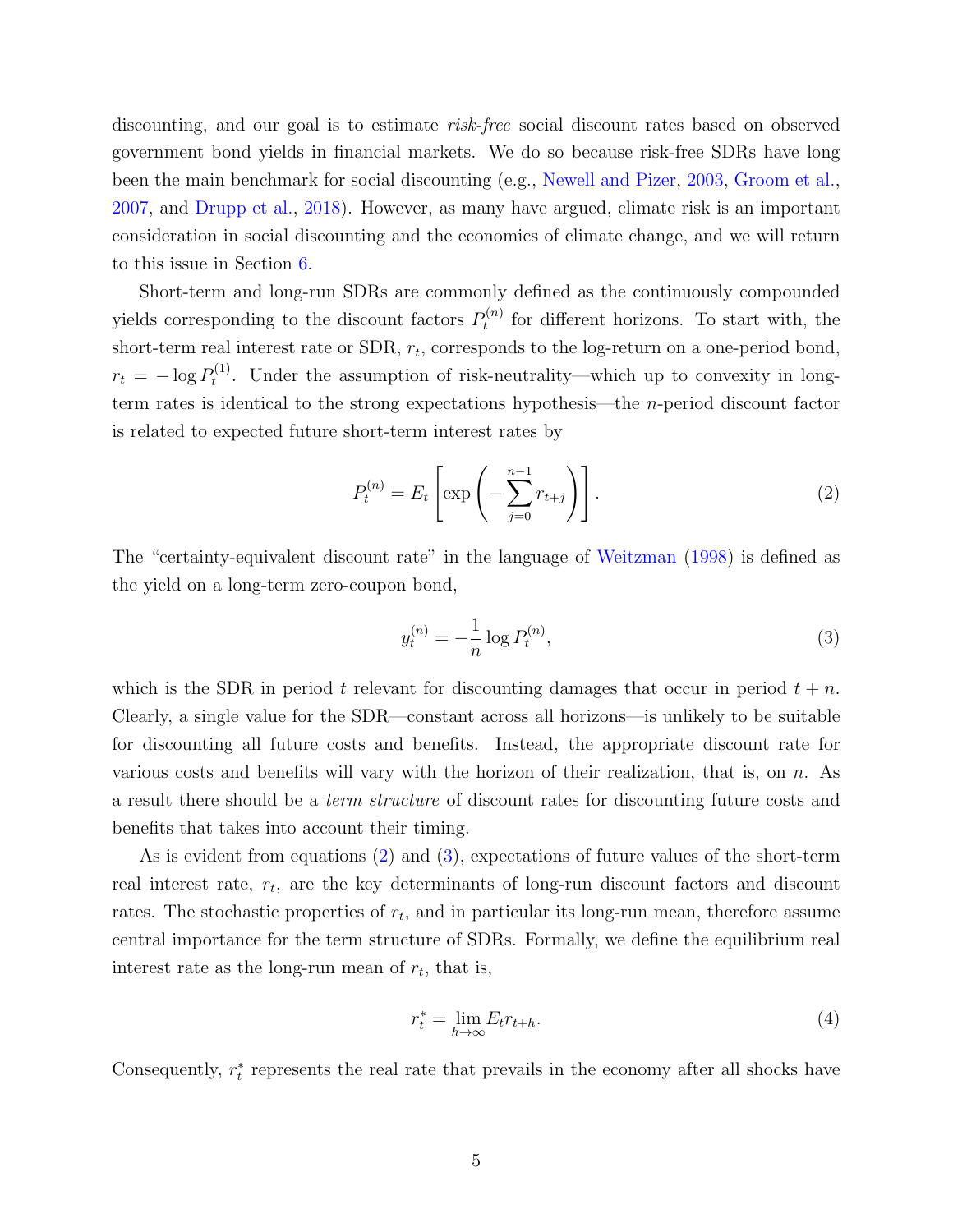discounting, and our goal is to estimate *risk-free* social discount rates based on observed government bond yields in financial markets. We do so because risk-free SDRs have long been the main benchmark for social discounting (e.g., Newell and Pizer, 2003, Groom et al., 2007, and Drupp et al., 2018). However, as many have argued, climate risk is an important consideration in social discounting and the economics of climate change, and we will return to this issue in Section 6.

Short-term and long-run SDRs are commonly defined as the continuously compounded yields corresponding to the discount factors $P_t^{(n)}$ for different horizons. To start with, the short-term real interest rate or SDR, $r_t$, corresponds to the log-return on a one-period bond, $r_t = -\log P_t^{(1)}$. Under the assumption of risk-neutrality—which up to convexity in long-term rates is identical to the strong expectations hypothesis—the $n$-period discount factor is related to expected future short-term interest rates by

$$P_t^{(n)} = E_t \left[ \exp\left( -\sum_{j=0}^{n-1} r_{t+j} \right) \right]. \tag{2}$$

The "certainty-equivalent discount rate" in the language of Weitzman (1998) is defined as the yield on a long-term zero-coupon bond,

$$y_t^{(n)} = -\frac{1}{n} \log P_t^{(n)}, \tag{3}$$

which is the SDR in period $t$ relevant for discounting damages that occur in period $t+n$. Clearly, a single value for the SDR—constant across all horizons—is unlikely to be suitable for discounting all future costs and benefits. Instead, the appropriate discount rate for various costs and benefits will vary with the horizon of their realization, that is, on $n$. As a result there should be a *term structure* of discount rates for discounting future costs and benefits that takes into account their timing.

As is evident from equations (2) and (3), expectations of future values of the short-term real interest rate, $r_t$, are the key determinants of long-run discount factors and discount rates. The stochastic properties of $r_t$, and in particular its long-run mean, therefore assume central importance for the term structure of SDRs. Formally, we define the equilibrium real interest rate as the long-run mean of $r_t$, that is,

$$r_t^* = \lim_{h \to \infty} E_t r_{t+h}. \tag{4}$$

Consequently, $r_t^*$ represents the real rate that prevails in the economy after all shocks have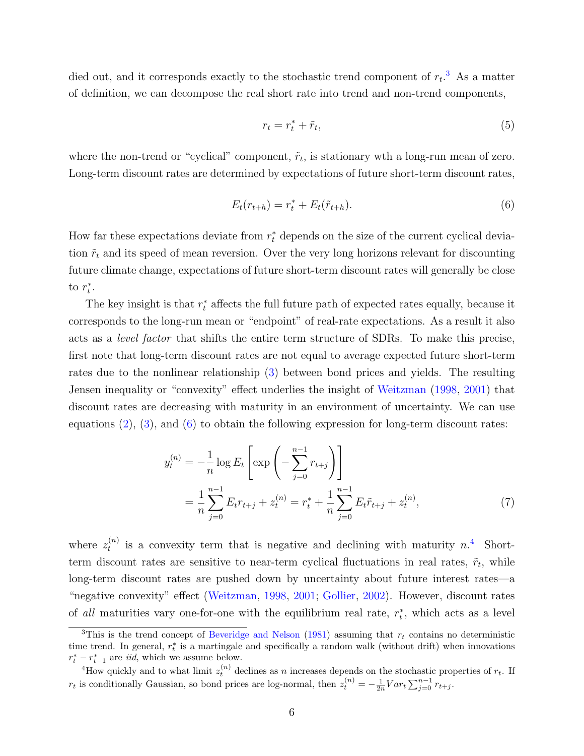died out, and it corresponds exactly to the stochastic trend component of $r_t$.[3] As a matter of definition, we can decompose the real short rate into trend and non-trend components,

$$r_t = r_t^* + \tilde{r}_t, \tag{5}$$

where the non-trend or "cyclical" component, $\tilde{r}_t$, is stationary wth a long-run mean of zero. Long-term discount rates are determined by expectations of future short-term discount rates,

$$E_t(r_{t+h}) = r_t^* + E_t(\tilde{r}_{t+h}). \tag{6}$$

How far these expectations deviate from $r_t^*$ depends on the size of the current cyclical deviation $\tilde{r}_t$ and its speed of mean reversion. Over the very long horizons relevant for discounting future climate change, expectations of future short-term discount rates will generally be close to $r_t^*$.

The key insight is that $r_t^*$ affects the full future path of expected rates equally, because it corresponds to the long-run mean or "endpoint" of real-rate expectations. As a result it also acts as a *level factor* that shifts the entire term structure of SDRs. To make this precise, first note that long-term discount rates are not equal to average expected future short-term rates due to the nonlinear relationship (3) between bond prices and yields. The resulting Jensen inequality or "convexity" effect underlies the insight of Weitzman (1998, 2001) that discount rates are decreasing with maturity in an environment of uncertainty. We can use equations (2), (3), and (6) to obtain the following expression for long-term discount rates:

$$\begin{aligned} y_t^{(n)} &= -\frac{1}{n} \log E_t \left[ \exp\left( -\sum_{j=0}^{n-1} r_{t+j} \right) \right] \\ &= \frac{1}{n} \sum_{j=0}^{n-1} E_t r_{t+j} + z_t^{(n)} = r_t^* + \frac{1}{n} \sum_{j=0}^{n-1} E_t \tilde{r}_{t+j} + z_t^{(n)}, \end{aligned} \tag{7}$$

where $z_t^{(n)}$ is a convexity term that is negative and declining with maturity $n$.[4] Short-term discount rates are sensitive to near-term cyclical fluctuations in real rates, $\tilde{r}_t$, while long-term discount rates are pushed down by uncertainty about future interest rates—a "negative convexity" effect (Weitzman, 1998, 2001; Gollier, 2002). However, discount rates of *all* maturities vary one-for-one with the equilibrium real rate, $r_t^*$, which acts as a level

[3] This is the trend concept of Beveridge and Nelson (1981) assuming that $r_t$ contains no deterministic time trend. In general, $r_t^*$ is a martingale and specifically a random walk (without drift) when innovations $r_t^* - r_{t-1}^*$ are *iid*, which we assume below.

[4] How quickly and to what limit $z_t^{(n)}$ declines as $n$ increases depends on the stochastic properties of $r_t$. If $r_t$ is conditionally Gaussian, so bond prices are log-normal, then $z_t^{(n)} = -\frac{1}{2n} Var_t \sum_{j=0}^{n-1} r_{t+j}$.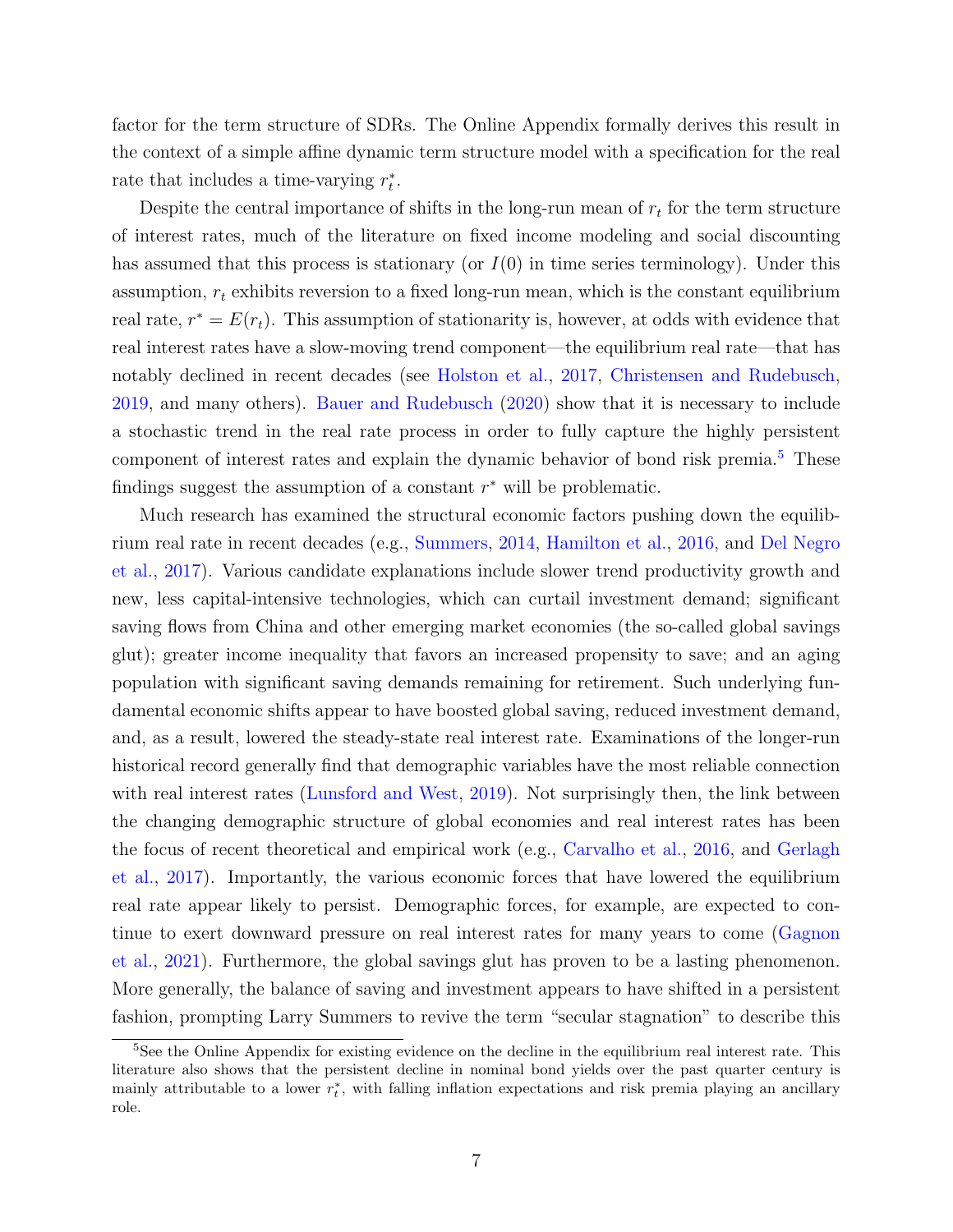factor for the term structure of SDRs. The Online Appendix formally derives this result in the context of a simple affine dynamic term structure model with a specification for the real rate that includes a time-varying $r_t^*$.

Despite the central importance of shifts in the long-run mean of $r_t$ for the term structure of interest rates, much of the literature on fixed income modeling and social discounting has assumed that this process is stationary (or $I(0)$ in time series terminology). Under this assumption, $r_t$ exhibits reversion to a fixed long-run mean, which is the constant equilibrium real rate, $r^* = E(r_t)$. This assumption of stationarity is, however, at odds with evidence that real interest rates have a slow-moving trend component—the equilibrium real rate—that has notably declined in recent decades (see Holston et al., 2017, Christensen and Rudebusch, 2019, and many others). Bauer and Rudebusch (2020) show that it is necessary to include a stochastic trend in the real rate process in order to fully capture the highly persistent component of interest rates and explain the dynamic behavior of bond risk premia.[5] These findings suggest the assumption of a constant $r^*$ will be problematic.

Much research has examined the structural economic factors pushing down the equilibrium real rate in recent decades (e.g., Summers, 2014, Hamilton et al., 2016, and Del Negro et al., 2017). Various candidate explanations include slower trend productivity growth and new, less capital-intensive technologies, which can curtail investment demand; significant saving flows from China and other emerging market economies (the so-called global savings glut); greater income inequality that favors an increased propensity to save; and an aging population with significant saving demands remaining for retirement. Such underlying fundamental economic shifts appear to have boosted global saving, reduced investment demand, and, as a result, lowered the steady-state real interest rate. Examinations of the longer-run historical record generally find that demographic variables have the most reliable connection with real interest rates (Lunsford and West, 2019). Not surprisingly then, the link between the changing demographic structure of global economies and real interest rates has been the focus of recent theoretical and empirical work (e.g., Carvalho et al., 2016, and Gerlagh et al., 2017). Importantly, the various economic forces that have lowered the equilibrium real rate appear likely to persist. Demographic forces, for example, are expected to continue to exert downward pressure on real interest rates for many years to come (Gagnon et al., 2021). Furthermore, the global savings glut has proven to be a lasting phenomenon. More generally, the balance of saving and investment appears to have shifted in a persistent fashion, prompting Larry Summers to revive the term "secular stagnation" to describe this

[5] See the Online Appendix for existing evidence on the decline in the equilibrium real interest rate. This literature also shows that the persistent decline in nominal bond yields over the past quarter century is mainly attributable to a lower $r_t^*$, with falling inflation expectations and risk premia playing an ancillary role.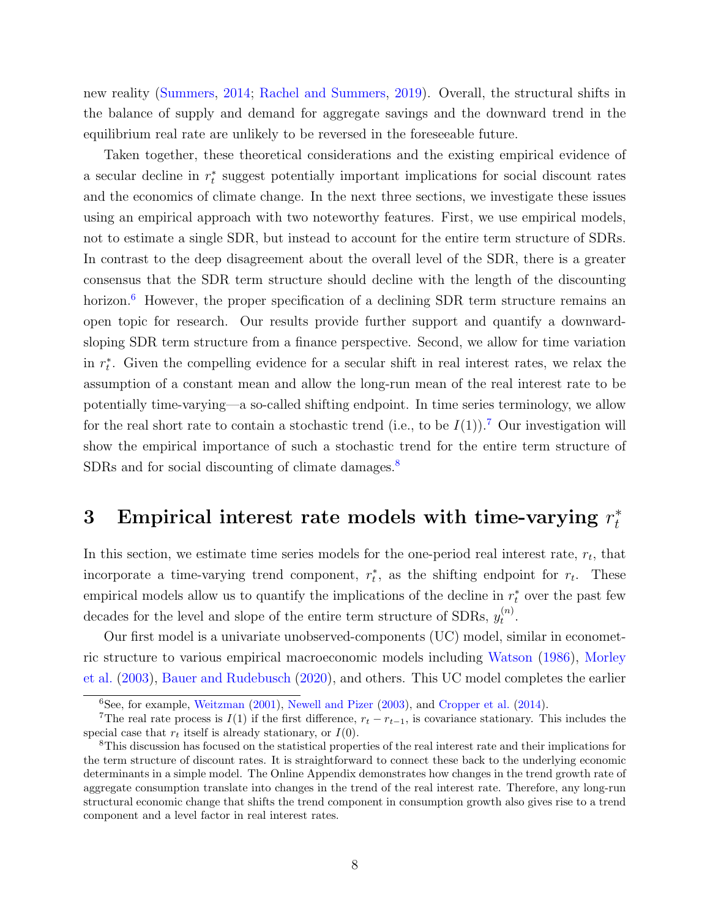new reality (Summers, 2014; Rachel and Summers, 2019). Overall, the structural shifts in the balance of supply and demand for aggregate savings and the downward trend in the equilibrium real rate are unlikely to be reversed in the foreseeable future.

Taken together, these theoretical considerations and the existing empirical evidence of a secular decline in $r_t^*$ suggest potentially important implications for social discount rates and the economics of climate change. In the next three sections, we investigate these issues using an empirical approach with two noteworthy features. First, we use empirical models, not to estimate a single SDR, but instead to account for the entire term structure of SDRs. In contrast to the deep disagreement about the overall level of the SDR, there is a greater consensus that the SDR term structure should decline with the length of the discounting horizon.[6] However, the proper specification of a declining SDR term structure remains an open topic for research. Our results provide further support and quantify a downward-sloping SDR term structure from a finance perspective. Second, we allow for time variation in $r_t^*$. Given the compelling evidence for a secular shift in real interest rates, we relax the assumption of a constant mean and allow the long-run mean of the real interest rate to be potentially time-varying—a so-called shifting endpoint. In time series terminology, we allow for the real short rate to contain a stochastic trend (i.e., to be $I(1)$).[7] Our investigation will show the empirical importance of such a stochastic trend for the entire term structure of SDRs and for social discounting of climate damages.[8]

# 3 Empirical interest rate models with time-varying $r_t^*$

In this section, we estimate time series models for the one-period real interest rate, $r_t$, that incorporate a time-varying trend component, $r_t^*$, as the shifting endpoint for $r_t$. These empirical models allow us to quantify the implications of the decline in $r_t^*$ over the past few decades for the level and slope of the entire term structure of SDRs, $y_t^{(n)}$.

Our first model is a univariate unobserved-components (UC) model, similar in econometric structure to various empirical macroeconomic models including Watson (1986), Morley et al. (2003), Bauer and Rudebusch (2020), and others. This UC model completes the earlier

[6] See, for example, Weitzman (2001), Newell and Pizer (2003), and Cropper et al. (2014).

[7] The real rate process is $I(1)$ if the first difference, $r_t - r_{t-1}$, is covariance stationary. This includes the special case that $r_t$ itself is already stationary, or $I(0)$.

[8] This discussion has focused on the statistical properties of the real interest rate and their implications for the term structure of discount rates. It is straightforward to connect these back to the underlying economic determinants in a simple model. The Online Appendix demonstrates how changes in the trend growth rate of aggregate consumption translate into changes in the trend of the real interest rate. Therefore, any long-run structural economic change that shifts the trend component in consumption growth also gives rise to a trend component and a level factor in real interest rates.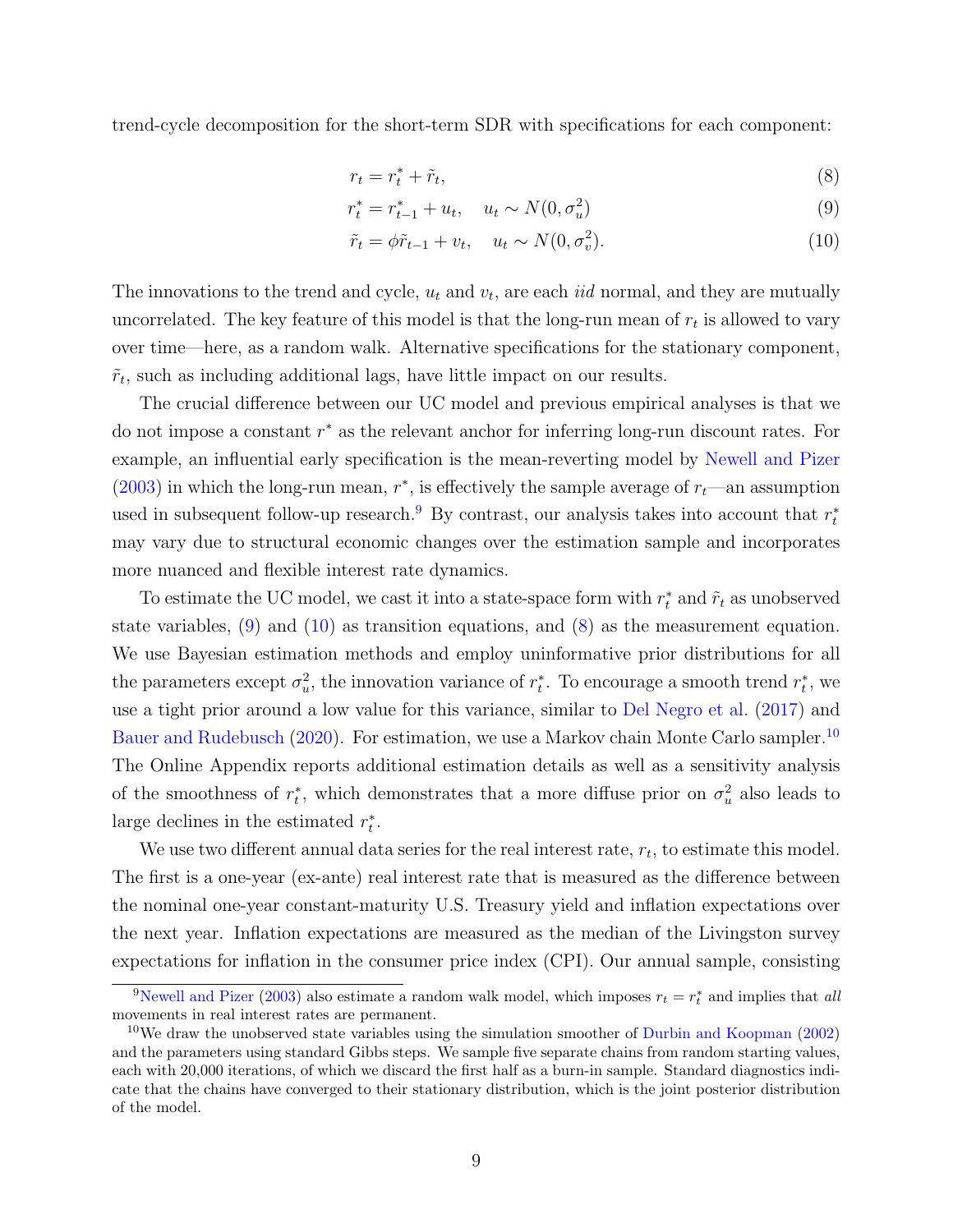trend-cycle decomposition for the short-term SDR with specifications for each component:

$$r_t = r_t^* + \tilde{r}_t, \tag{8}$$

$$r_t^* = r_{t-1}^* + u_t, \quad u_t \sim N(0, \sigma_u^2) \tag{9}$$

$$\tilde{r}_t = \phi \tilde{r}_{t-1} + v_t, \quad u_t \sim N(0, \sigma_v^2). \tag{10}$$

The innovations to the trend and cycle, $u_t$ and $v_t$, are each *iid* normal, and they are mutually uncorrelated. The key feature of this model is that the long-run mean of $r_t$ is allowed to vary over time—here, as a random walk. Alternative specifications for the stationary component, $\tilde{r}_t$, such as including additional lags, have little impact on our results.

The crucial difference between our UC model and previous empirical analyses is that we do not impose a constant $r^*$ as the relevant anchor for inferring long-run discount rates. For example, an influential early specification is the mean-reverting model by Newell and Pizer (2003) in which the long-run mean, $r^*$, is effectively the sample average of $r_t$—an assumption used in subsequent follow-up research.[9] By contrast, our analysis takes into account that $r_t^*$ may vary due to structural economic changes over the estimation sample and incorporates more nuanced and flexible interest rate dynamics.

To estimate the UC model, we cast it into a state-space form with $r_t^*$ and $\tilde{r}_t$ as unobserved state variables, (9) and (10) as transition equations, and (8) as the measurement equation. We use Bayesian estimation methods and employ uninformative prior distributions for all the parameters except $\sigma_u^2$, the innovation variance of $r_t^*$. To encourage a smooth trend $r_t^*$, we use a tight prior around a low value for this variance, similar to Del Negro et al. (2017) and Bauer and Rudebusch (2020). For estimation, we use a Markov chain Monte Carlo sampler.[10] The Online Appendix reports additional estimation details as well as a sensitivity analysis of the smoothness of $r_t^*$, which demonstrates that a more diffuse prior on $\sigma_u^2$ also leads to large declines in the estimated $r_t^*$.

We use two different annual data series for the real interest rate, $r_t$, to estimate this model. The first is a one-year (ex-ante) real interest rate that is measured as the difference between the nominal one-year constant-maturity U.S. Treasury yield and inflation expectations over the next year. Inflation expectations are measured as the median of the Livingston survey expectations for inflation in the consumer price index (CPI). Our annual sample, consisting

[9] Newell and Pizer (2003) also estimate a random walk model, which imposes $r_t = r_t^*$ and implies that *all* movements in real interest rates are permanent.

[10] We draw the unobserved state variables using the simulation smoother of Durbin and Koopman (2002) and the parameters using standard Gibbs steps. We sample five separate chains from random starting values, each with 20,000 iterations, of which we discard the first half as a burn-in sample. Standard diagnostics indicate that the chains have converged to their stationary distribution, which is the joint posterior distribution of the model.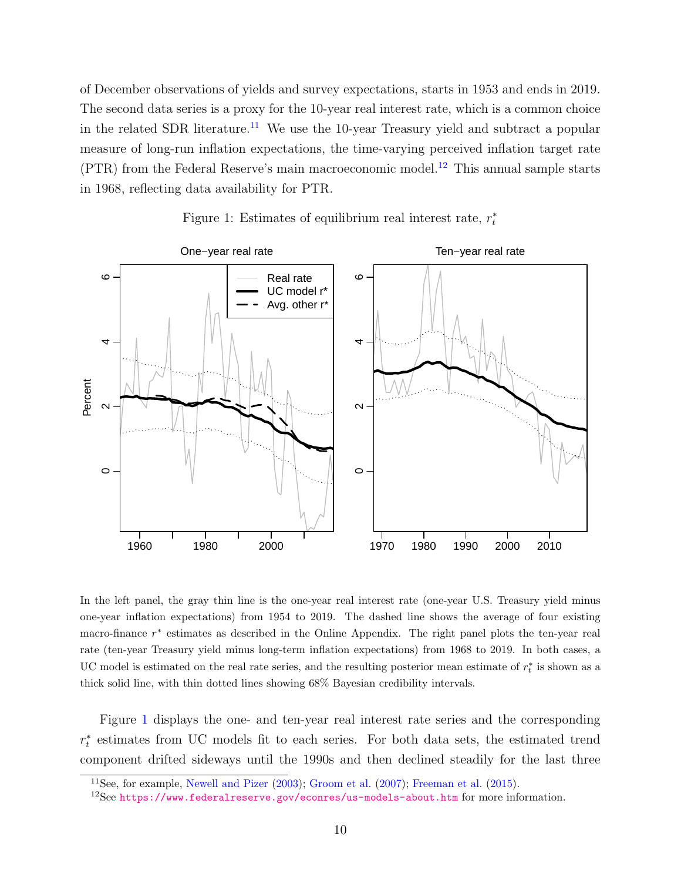of December observations of yields and survey expectations, starts in 1953 and ends in 2019. The second data series is a proxy for the 10-year real interest rate, which is a common choice in the related SDR literature.[11] We use the 10-year Treasury yield and subtract a popular measure of long-run inflation expectations, the time-varying perceived inflation target rate (PTR) from the Federal Reserve's main macroeconomic model.[12] This annual sample starts in 1968, reflecting data availability for PTR.

Figure 1: Estimates of equilibrium real interest rate, $r_t^*$

In the left panel, the gray thin line is the one-year real interest rate (one-year U.S. Treasury yield minus one-year inflation expectations) from 1954 to 2019. The dashed line shows the average of four existing macro-finance $r^*$ estimates as described in the Online Appendix. The right panel plots the ten-year real rate (ten-year Treasury yield minus long-term inflation expectations) from 1968 to 2019. In both cases, a UC model is estimated on the real rate series, and the resulting posterior mean estimate of $r_t^*$ is shown as a thick solid line, with thin dotted lines showing 68% Bayesian credibility intervals.

Figure 1 displays the one- and ten-year real interest rate series and the corresponding $r_t^*$ estimates from UC models fit to each series. For both data sets, the estimated trend component drifted sideways until the 1990s and then declined steadily for the last three

[11] See, for example, Newell and Pizer (2003); Groom et al. (2007); Freeman et al. (2015).

[12] See https://www.federalreserve.gov/econres/us-models-about.htm for more information.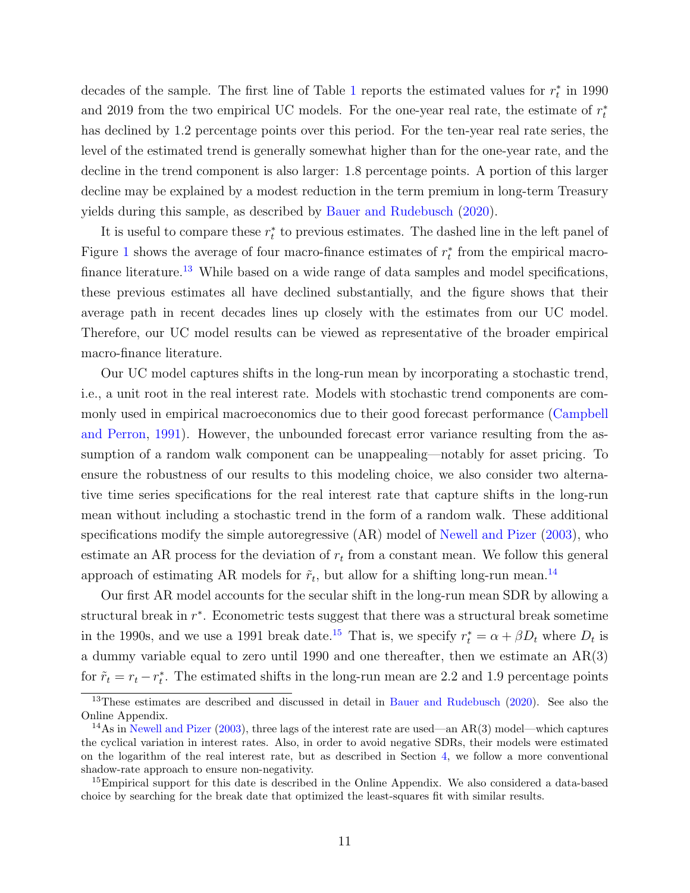decades of the sample. The first line of Table 1 reports the estimated values for $r_t^*$ in 1990 and 2019 from the two empirical UC models. For the one-year real rate, the estimate of $r_t^*$ has declined by 1.2 percentage points over this period. For the ten-year real rate series, the level of the estimated trend is generally somewhat higher than for the one-year rate, and the decline in the trend component is also larger: 1.8 percentage points. A portion of this larger decline may be explained by a modest reduction in the term premium in long-term Treasury yields during this sample, as described by Bauer and Rudebusch (2020).

It is useful to compare these $r_t^*$ to previous estimates. The dashed line in the left panel of Figure 1 shows the average of four macro-finance estimates of $r_t^*$ from the empirical macro-finance literature.[13] While based on a wide range of data samples and model specifications, these previous estimates all have declined substantially, and the figure shows that their average path in recent decades lines up closely with the estimates from our UC model. Therefore, our UC model results can be viewed as representative of the broader empirical macro-finance literature.

Our UC model captures shifts in the long-run mean by incorporating a stochastic trend, i.e., a unit root in the real interest rate. Models with stochastic trend components are commonly used in empirical macroeconomics due to their good forecast performance (Campbell and Perron, 1991). However, the unbounded forecast error variance resulting from the assumption of a random walk component can be unappealing—notably for asset pricing. To ensure the robustness of our results to this modeling choice, we also consider two alternative time series specifications for the real interest rate that capture shifts in the long-run mean without including a stochastic trend in the form of a random walk. These additional specifications modify the simple autoregressive (AR) model of Newell and Pizer (2003), who estimate an AR process for the deviation of $r_t$ from a constant mean. We follow this general approach of estimating AR models for $\tilde{r}_t$, but allow for a shifting long-run mean.[14]

Our first AR model accounts for the secular shift in the long-run mean SDR by allowing a structural break in $r^*$. Econometric tests suggest that there was a structural break sometime in the 1990s, and we use a 1991 break date.[15] That is, we specify $r_t^* = \alpha + \beta D_t$ where $D_t$ is a dummy variable equal to zero until 1990 and one thereafter, then we estimate an AR(3) for $\tilde{r}_t = r_t - r_t^*$. The estimated shifts in the long-run mean are 2.2 and 1.9 percentage points

[13] These estimates are described and discussed in detail in Bauer and Rudebusch (2020). See also the Online Appendix.

[14] As in Newell and Pizer (2003), three lags of the interest rate are used—an AR(3) model—which captures the cyclical variation in interest rates. Also, in order to avoid negative SDRs, their models were estimated on the logarithm of the real interest rate, but as described in Section 4, we follow a more conventional shadow-rate approach to ensure non-negativity.

[15] Empirical support for this date is described in the Online Appendix. We also considered a data-based choice by searching for the break date that optimized the least-squares fit with similar results.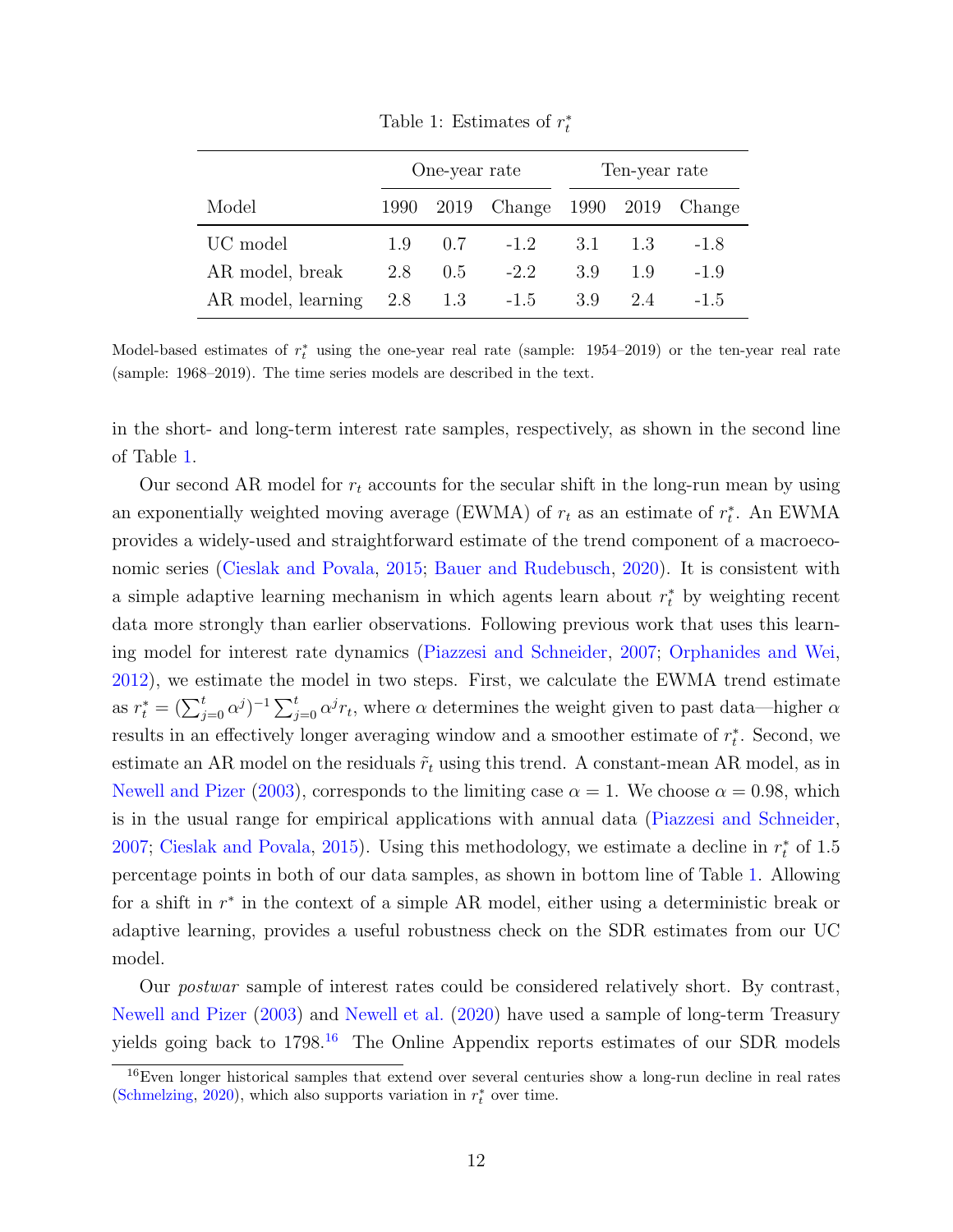Table 1: Estimates of $r_t^*$

| | One-year rate | | | Ten-year rate | | |
|---|---|---|---|---|---|---|
| Model | 1990 | 2019 | Change | 1990 | 2019 | Change |
| UC model | 1.9 | 0.7 | -1.2 | 3.1 | 1.3 | -1.8 |
| AR model, break | 2.8 | 0.5 | -2.2 | 3.9 | 1.9 | -1.9 |
| AR model, learning | 2.8 | 1.3 | -1.5 | 3.9 | 2.4 | -1.5 |

Model-based estimates of $r_t^*$ using the one-year real rate (sample: 1954–2019) or the ten-year real rate (sample: 1968–2019). The time series models are described in the text.

in the short- and long-term interest rate samples, respectively, as shown in the second line of Table 1.

Our second AR model for $r_t$ accounts for the secular shift in the long-run mean by using an exponentially weighted moving average (EWMA) of $r_t$ as an estimate of $r_t^*$. An EWMA provides a widely-used and straightforward estimate of the trend component of a macroeconomic series (Cieslak and Povala, 2015; Bauer and Rudebusch, 2020). It is consistent with a simple adaptive learning mechanism in which agents learn about $r_t^*$ by weighting recent data more strongly than earlier observations. Following previous work that uses this learning model for interest rate dynamics (Piazzesi and Schneider, 2007; Orphanides and Wei, 2012), we estimate the model in two steps. First, we calculate the EWMA trend estimate as $r_t^* = (\sum_{j=0}^{t} \alpha^j)^{-1} \sum_{j=0}^{t} \alpha^j r_t$, where $\alpha$ determines the weight given to past data—higher $\alpha$ results in an effectively longer averaging window and a smoother estimate of $r_t^*$. Second, we estimate an AR model on the residuals $\tilde{r}_t$ using this trend. A constant-mean AR model, as in Newell and Pizer (2003), corresponds to the limiting case $\alpha = 1$. We choose $\alpha = 0.98$, which is in the usual range for empirical applications with annual data (Piazzesi and Schneider, 2007; Cieslak and Povala, 2015). Using this methodology, we estimate a decline in $r_t^*$ of 1.5 percentage points in both of our data samples, as shown in bottom line of Table 1. Allowing for a shift in $r^*$ in the context of a simple AR model, either using a deterministic break or adaptive learning, provides a useful robustness check on the SDR estimates from our UC model.

Our *postwar* sample of interest rates could be considered relatively short. By contrast, Newell and Pizer (2003) and Newell et al. (2020) have used a sample of long-term Treasury yields going back to 1798.[16] The Online Appendix reports estimates of our SDR models

[16] Even longer historical samples that extend over several centuries show a long-run decline in real rates (Schmelzing, 2020), which also supports variation in $r_t^*$ over time.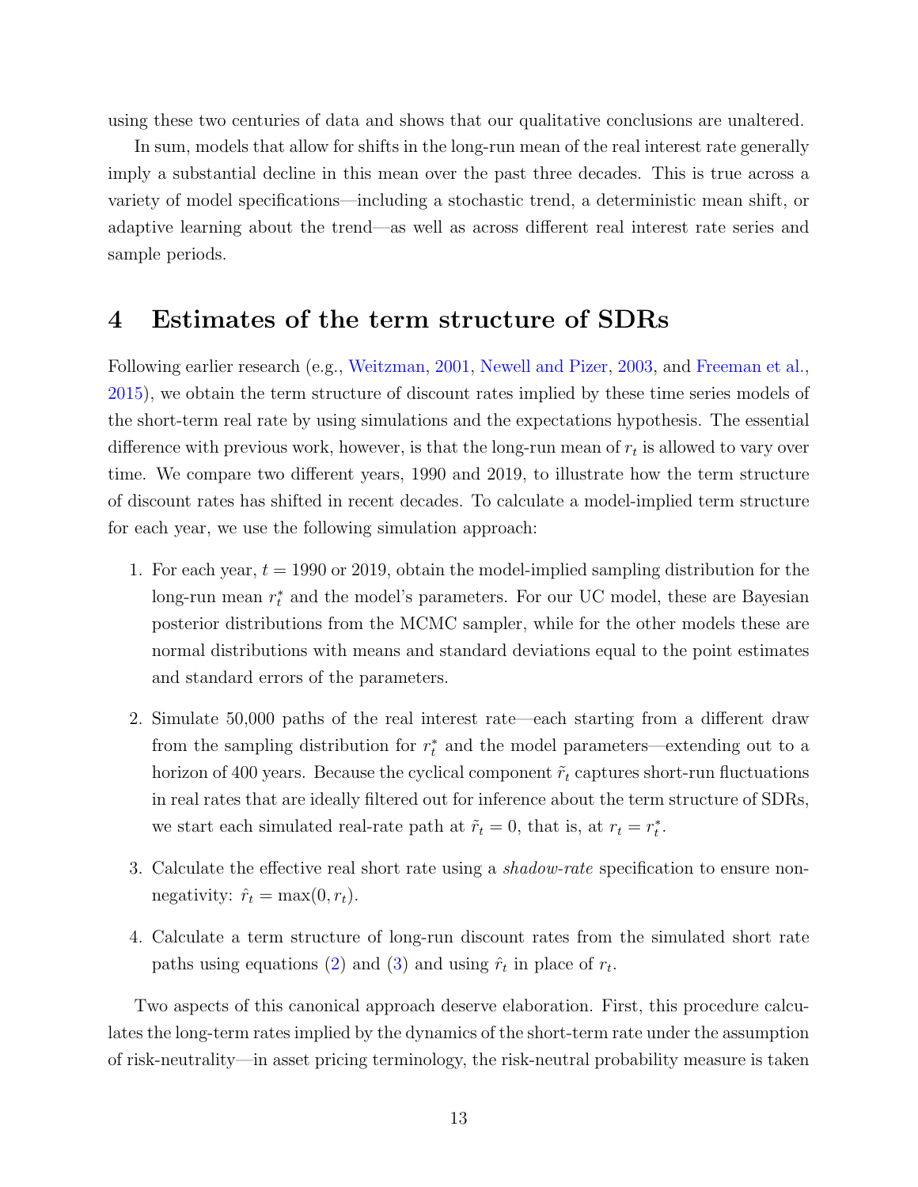using these two centuries of data and shows that our qualitative conclusions are unaltered.

In sum, models that allow for shifts in the long-run mean of the real interest rate generally imply a substantial decline in this mean over the past three decades. This is true across a variety of model specifications—including a stochastic trend, a deterministic mean shift, or adaptive learning about the trend—as well as across different real interest rate series and sample periods.

# 4 Estimates of the term structure of SDRs

Following earlier research (e.g., Weitzman, 2001, Newell and Pizer, 2003, and Freeman et al., 2015), we obtain the term structure of discount rates implied by these time series models of the short-term real rate by using simulations and the expectations hypothesis. The essential difference with previous work, however, is that the long-run mean of $r_t$ is allowed to vary over time. We compare two different years, 1990 and 2019, to illustrate how the term structure of discount rates has shifted in recent decades. To calculate a model-implied term structure for each year, we use the following simulation approach:

1. For each year, $t = 1990$ or 2019, obtain the model-implied sampling distribution for the long-run mean $r_t^*$ and the model's parameters. For our UC model, these are Bayesian posterior distributions from the MCMC sampler, while for the other models these are normal distributions with means and standard deviations equal to the point estimates and standard errors of the parameters.

2. Simulate 50,000 paths of the real interest rate—each starting from a different draw from the sampling distribution for $r_t^*$ and the model parameters—extending out to a horizon of 400 years. Because the cyclical component $\tilde{r}_t$ captures short-run fluctuations in real rates that are ideally filtered out for inference about the term structure of SDRs, we start each simulated real-rate path at $\tilde{r}_t = 0$, that is, at $r_t = r_t^*$.

3. Calculate the effective real short rate using a *shadow-rate* specification to ensure non-negativity: $\hat{r}_t = \max(0, r_t)$.

4. Calculate a term structure of long-run discount rates from the simulated short rate paths using equations (2) and (3) and using $\hat{r}_t$ in place of $r_t$.

Two aspects of this canonical approach deserve elaboration. First, this procedure calculates the long-term rates implied by the dynamics of the short-term rate under the assumption of risk-neutrality—in asset pricing terminology, the risk-neutral probability measure is taken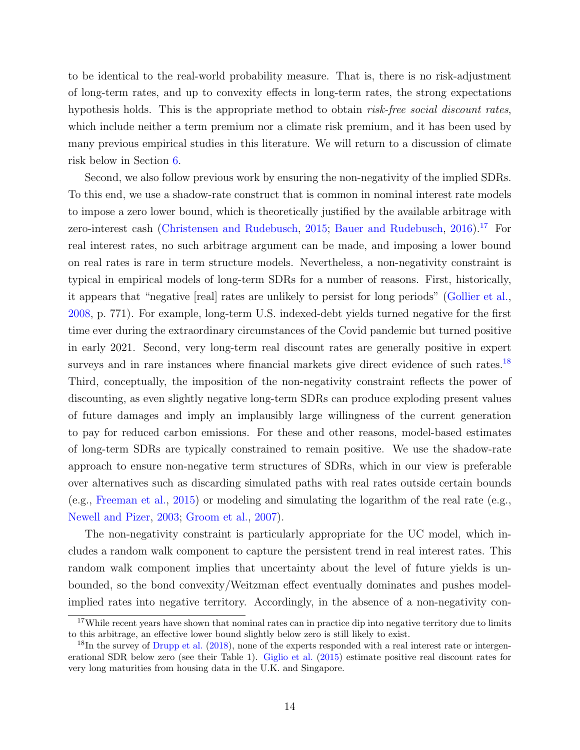to be identical to the real-world probability measure. That is, there is no risk-adjustment of long-term rates, and up to convexity effects in long-term rates, the strong expectations hypothesis holds. This is the appropriate method to obtain *risk-free social discount rates*, which include neither a term premium nor a climate risk premium, and it has been used by many previous empirical studies in this literature. We will return to a discussion of climate risk below in Section 6.

Second, we also follow previous work by ensuring the non-negativity of the implied SDRs. To this end, we use a shadow-rate construct that is common in nominal interest rate models to impose a zero lower bound, which is theoretically justified by the available arbitrage with zero-interest cash (Christensen and Rudebusch, 2015; Bauer and Rudebusch, 2016).[17] For real interest rates, no such arbitrage argument can be made, and imposing a lower bound on real rates is rare in term structure models. Nevertheless, a non-negativity constraint is typical in empirical models of long-term SDRs for a number of reasons. First, historically, it appears that "negative [real] rates are unlikely to persist for long periods" (Gollier et al., 2008, p. 771). For example, long-term U.S. indexed-debt yields turned negative for the first time ever during the extraordinary circumstances of the Covid pandemic but turned positive in early 2021. Second, very long-term real discount rates are generally positive in expert surveys and in rare instances where financial markets give direct evidence of such rates.[18] Third, conceptually, the imposition of the non-negativity constraint reflects the power of discounting, as even slightly negative long-term SDRs can produce exploding present values of future damages and imply an implausibly large willingness of the current generation to pay for reduced carbon emissions. For these and other reasons, model-based estimates of long-term SDRs are typically constrained to remain positive. We use the shadow-rate approach to ensure non-negative term structures of SDRs, which in our view is preferable over alternatives such as discarding simulated paths with real rates outside certain bounds (e.g., Freeman et al., 2015) or modeling and simulating the logarithm of the real rate (e.g., Newell and Pizer, 2003; Groom et al., 2007).

The non-negativity constraint is particularly appropriate for the UC model, which includes a random walk component to capture the persistent trend in real interest rates. This random walk component implies that uncertainty about the level of future yields is unbounded, so the bond convexity/Weitzman effect eventually dominates and pushes model-implied rates into negative territory. Accordingly, in the absence of a non-negativity con-

[17] While recent years have shown that nominal rates can in practice dip into negative territory due to limits to this arbitrage, an effective lower bound slightly below zero is still likely to exist.

[18] In the survey of Drupp et al. (2018), none of the experts responded with a real interest rate or intergenerational SDR below zero (see their Table 1). Giglio et al. (2015) estimate positive real discount rates for very long maturities from housing data in the U.K. and Singapore.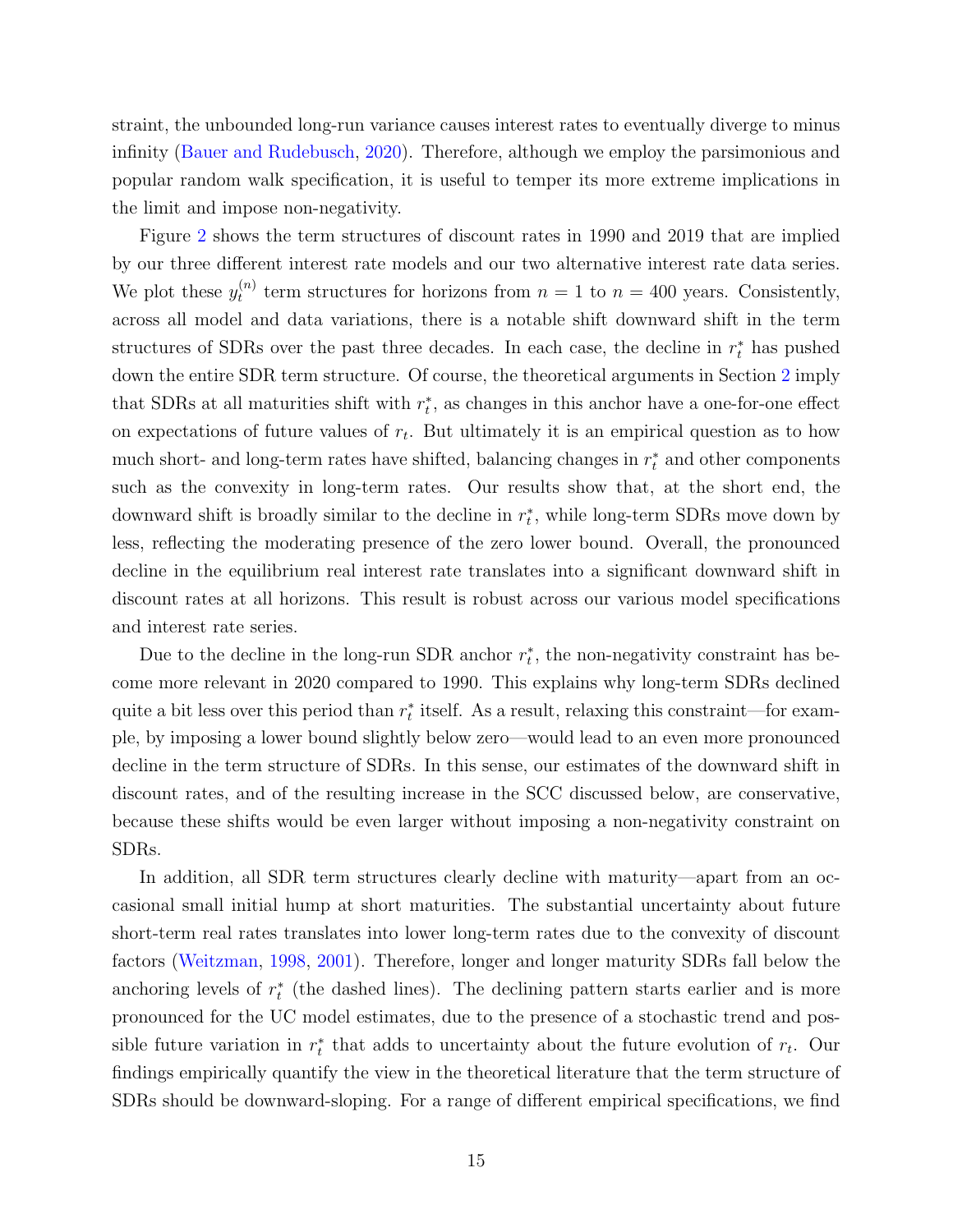straint, the unbounded long-run variance causes interest rates to eventually diverge to minus infinity (Bauer and Rudebusch, 2020). Therefore, although we employ the parsimonious and popular random walk specification, it is useful to temper its more extreme implications in the limit and impose non-negativity.

Figure 2 shows the term structures of discount rates in 1990 and 2019 that are implied by our three different interest rate models and our two alternative interest rate data series. We plot these $y_t^{(n)}$ term structures for horizons from $n = 1$ to $n = 400$ years. Consistently, across all model and data variations, there is a notable shift downward shift in the term structures of SDRs over the past three decades. In each case, the decline in $r_t^*$ has pushed down the entire SDR term structure. Of course, the theoretical arguments in Section 2 imply that SDRs at all maturities shift with $r_t^*$, as changes in this anchor have a one-for-one effect on expectations of future values of $r_t$. But ultimately it is an empirical question as to how much short- and long-term rates have shifted, balancing changes in $r_t^*$ and other components such as the convexity in long-term rates. Our results show that, at the short end, the downward shift is broadly similar to the decline in $r_t^*$, while long-term SDRs move down by less, reflecting the moderating presence of the zero lower bound. Overall, the pronounced decline in the equilibrium real interest rate translates into a significant downward shift in discount rates at all horizons. This result is robust across our various model specifications and interest rate series.

Due to the decline in the long-run SDR anchor $r_t^*$, the non-negativity constraint has become more relevant in 2020 compared to 1990. This explains why long-term SDRs declined quite a bit less over this period than $r_t^*$ itself. As a result, relaxing this constraint—for example, by imposing a lower bound slightly below zero—would lead to an even more pronounced decline in the term structure of SDRs. In this sense, our estimates of the downward shift in discount rates, and of the resulting increase in the SCC discussed below, are conservative, because these shifts would be even larger without imposing a non-negativity constraint on SDRs.

In addition, all SDR term structures clearly decline with maturity—apart from an occasional small initial hump at short maturities. The substantial uncertainty about future short-term real rates translates into lower long-term rates due to the convexity of discount factors (Weitzman, 1998, 2001). Therefore, longer and longer maturity SDRs fall below the anchoring levels of $r_t^*$ (the dashed lines). The declining pattern starts earlier and is more pronounced for the UC model estimates, due to the presence of a stochastic trend and possible future variation in $r_t^*$ that adds to uncertainty about the future evolution of $r_t$. Our findings empirically quantify the view in the theoretical literature that the term structure of SDRs should be downward-sloping. For a range of different empirical specifications, we find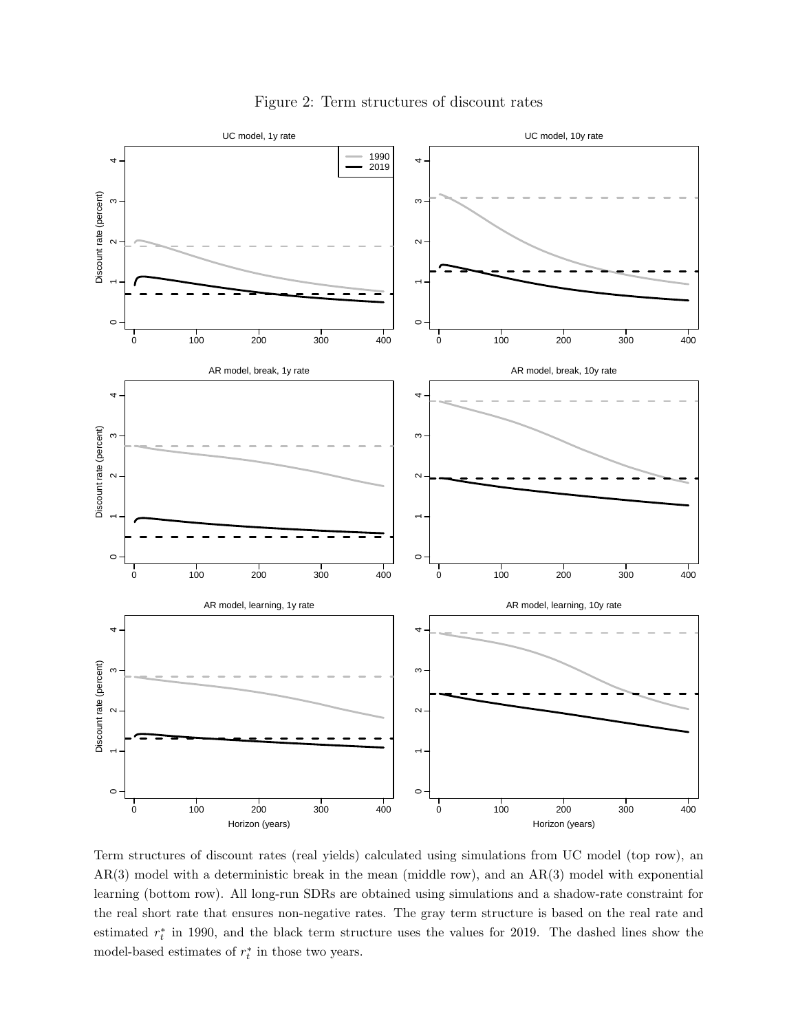Figure 2: Term structures of discount rates

Term structures of discount rates (real yields) calculated using simulations from UC model (top row), an AR(3) model with a deterministic break in the mean (middle row), and an AR(3) model with exponential learning (bottom row). All long-run SDRs are obtained using simulations and a shadow-rate constraint for the real short rate that ensures non-negative rates. The gray term structure is based on the real rate and estimated $r_t^*$ in 1990, and the black term structure uses the values for 2019. The dashed lines show the model-based estimates of $r_t^*$ in those two years.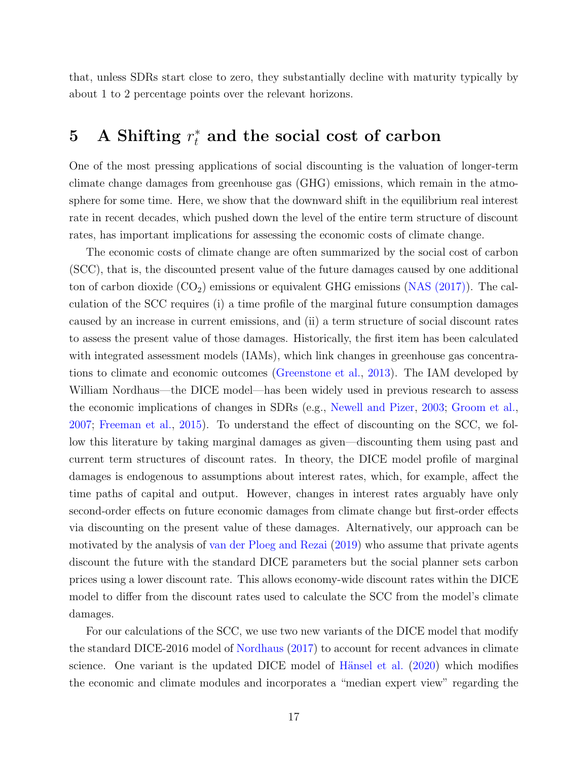that, unless SDRs start close to zero, they substantially decline with maturity typically by about 1 to 2 percentage points over the relevant horizons.

# 5 A Shifting $r_t^*$ and the social cost of carbon

One of the most pressing applications of social discounting is the valuation of longer-term climate change damages from greenhouse gas (GHG) emissions, which remain in the atmosphere for some time. Here, we show that the downward shift in the equilibrium real interest rate in recent decades, which pushed down the level of the entire term structure of discount rates, has important implications for assessing the economic costs of climate change.

The economic costs of climate change are often summarized by the social cost of carbon (SCC), that is, the discounted present value of the future damages caused by one additional ton of carbon dioxide ($CO_2$) emissions or equivalent GHG emissions (NAS (2017)). The calculation of the SCC requires (i) a time profile of the marginal future consumption damages caused by an increase in current emissions, and (ii) a term structure of social discount rates to assess the present value of those damages. Historically, the first item has been calculated with integrated assessment models (IAMs), which link changes in greenhouse gas concentrations to climate and economic outcomes (Greenstone et al., 2013). The IAM developed by William Nordhaus—the DICE model—has been widely used in previous research to assess the economic implications of changes in SDRs (e.g., Newell and Pizer, 2003; Groom et al., 2007; Freeman et al., 2015). To understand the effect of discounting on the SCC, we follow this literature by taking marginal damages as given—discounting them using past and current term structures of discount rates. In theory, the DICE model profile of marginal damages is endogenous to assumptions about interest rates, which, for example, affect the time paths of capital and output. However, changes in interest rates arguably have only second-order effects on future economic damages from climate change but first-order effects via discounting on the present value of these damages. Alternatively, our approach can be motivated by the analysis of van der Ploeg and Rezai (2019) who assume that private agents discount the future with the standard DICE parameters but the social planner sets carbon prices using a lower discount rate. This allows economy-wide discount rates within the DICE model to differ from the discount rates used to calculate the SCC from the model's climate damages.

For our calculations of the SCC, we use two new variants of the DICE model that modify the standard DICE-2016 model of Nordhaus (2017) to account for recent advances in climate science. One variant is the updated DICE model of Hänsel et al. (2020) which modifies the economic and climate modules and incorporates a "median expert view" regarding the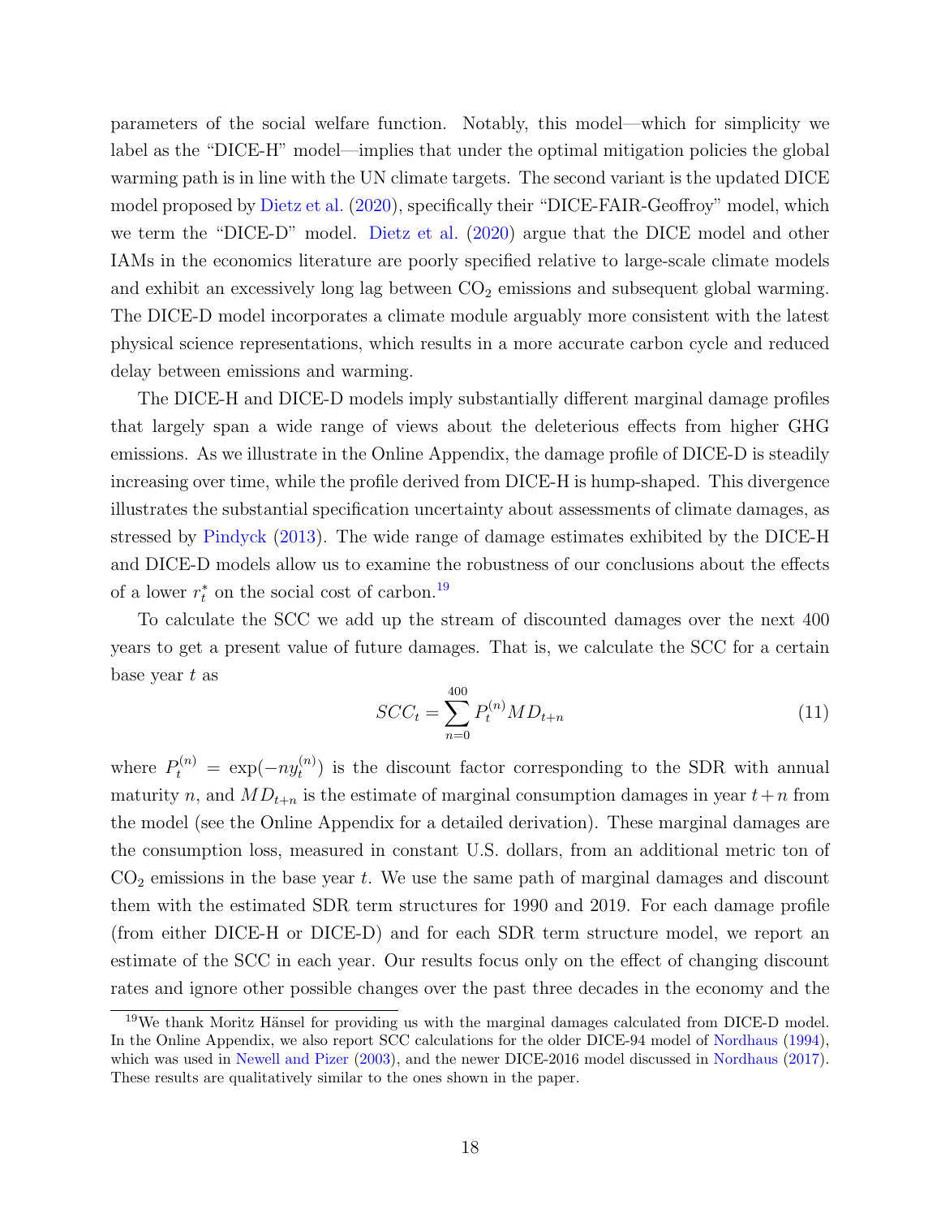parameters of the social welfare function. Notably, this model—which for simplicity we label as the "DICE-H" model—implies that under the optimal mitigation policies the global warming path is in line with the UN climate targets. The second variant is the updated DICE model proposed by Dietz et al. (2020), specifically their "DICE-FAIR-Geoffroy" model, which we term the "DICE-D" model. Dietz et al. (2020) argue that the DICE model and other IAMs in the economics literature are poorly specified relative to large-scale climate models and exhibit an excessively long lag between $CO_2$ emissions and subsequent global warming. The DICE-D model incorporates a climate module arguably more consistent with the latest physical science representations, which results in a more accurate carbon cycle and reduced delay between emissions and warming.

The DICE-H and DICE-D models imply substantially different marginal damage profiles that largely span a wide range of views about the deleterious effects from higher GHG emissions. As we illustrate in the Online Appendix, the damage profile of DICE-D is steadily increasing over time, while the profile derived from DICE-H is hump-shaped. This divergence illustrates the substantial specification uncertainty about assessments of climate damages, as stressed by Pindyck (2013). The wide range of damage estimates exhibited by the DICE-H and DICE-D models allow us to examine the robustness of our conclusions about the effects of a lower $r_t^*$ on the social cost of carbon.[19]

To calculate the SCC we add up the stream of discounted damages over the next 400 years to get a present value of future damages. That is, we calculate the SCC for a certain base year $t$ as

$$SCC_t = \sum_{n=0}^{400} P_t^{(n)} MD_{t+n} \tag{11}$$

where $P_t^{(n)} = \exp(-ny_t^{(n)})$ is the discount factor corresponding to the SDR with annual maturity $n$, and $MD_{t+n}$ is the estimate of marginal consumption damages in year $t+n$ from the model (see the Online Appendix for a detailed derivation). These marginal damages are the consumption loss, measured in constant U.S. dollars, from an additional metric ton of $CO_2$ emissions in the base year $t$. We use the same path of marginal damages and discount them with the estimated SDR term structures for 1990 and 2019. For each damage profile (from either DICE-H or DICE-D) and for each SDR term structure model, we report an estimate of the SCC in each year. Our results focus only on the effect of changing discount rates and ignore other possible changes over the past three decades in the economy and the

[19] We thank Moritz Hänsel for providing us with the marginal damages calculated from DICE-D model. In the Online Appendix, we also report SCC calculations for the older DICE-94 model of Nordhaus (1994), which was used in Newell and Pizer (2003), and the newer DICE-2016 model discussed in Nordhaus (2017). These results are qualitatively similar to the ones shown in the paper.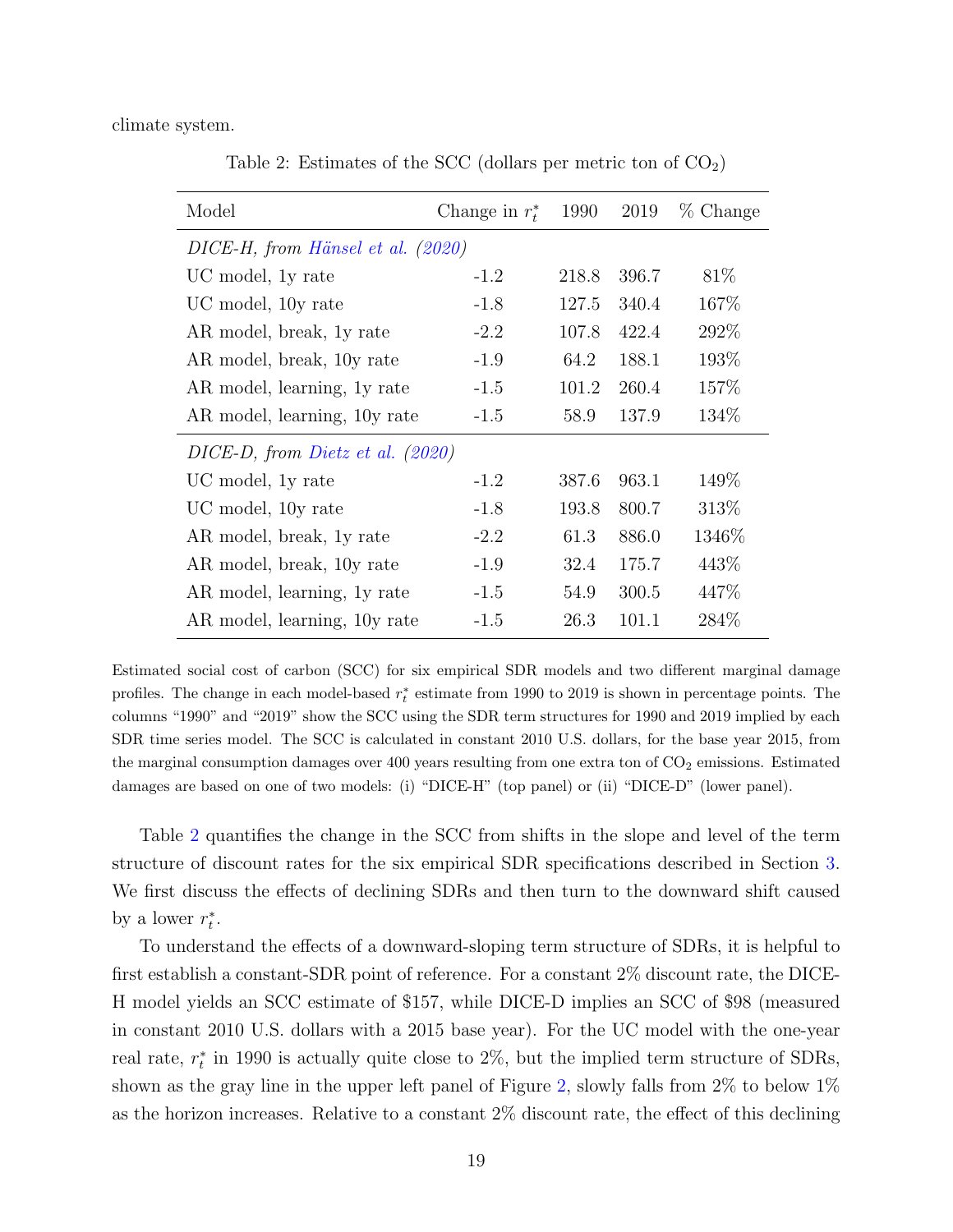climate system.

Table 2: Estimates of the SCC (dollars per metric ton of $CO_2$)

| Model | Change in $r_t^*$ | 1990 | 2019 | % Change |
|---|---|---|---|---|
| *DICE-H, from Hänsel et al. (2020)* | | | | |
| UC model, 1y rate | -1.2 | 218.8 | 396.7 | 81% |
| UC model, 10y rate | -1.8 | 127.5 | 340.4 | 167% |
| AR model, break, 1y rate | -2.2 | 107.8 | 422.4 | 292% |
| AR model, break, 10y rate | -1.9 | 64.2 | 188.1 | 193% |
| AR model, learning, 1y rate | -1.5 | 101.2 | 260.4 | 157% |
| AR model, learning, 10y rate | -1.5 | 58.9 | 137.9 | 134% |
| *DICE-D, from Dietz et al. (2020)* | | | | |
| UC model, 1y rate | -1.2 | 387.6 | 963.1 | 149% |
| UC model, 10y rate | -1.8 | 193.8 | 800.7 | 313% |
| AR model, break, 1y rate | -2.2 | 61.3 | 886.0 | 1346% |
| AR model, break, 10y rate | -1.9 | 32.4 | 175.7 | 443% |
| AR model, learning, 1y rate | -1.5 | 54.9 | 300.5 | 447% |
| AR model, learning, 10y rate | -1.5 | 26.3 | 101.1 | 284% |

Estimated social cost of carbon (SCC) for six empirical SDR models and two different marginal damage profiles. The change in each model-based $r_t^*$ estimate from 1990 to 2019 is shown in percentage points. The columns "1990" and "2019" show the SCC using the SDR term structures for 1990 and 2019 implied by each SDR time series model. The SCC is calculated in constant 2010 U.S. dollars, for the base year 2015, from the marginal consumption damages over 400 years resulting from one extra ton of $CO_2$ emissions. Estimated damages are based on one of two models: (i) "DICE-H" (top panel) or (ii) "DICE-D" (lower panel).

Table 2 quantifies the change in the SCC from shifts in the slope and level of the term structure of discount rates for the six empirical SDR specifications described in Section 3. We first discuss the effects of declining SDRs and then turn to the downward shift caused by a lower $r_t^*$.

To understand the effects of a downward-sloping term structure of SDRs, it is helpful to first establish a constant-SDR point of reference. For a constant 2% discount rate, the DICE-H model yields an SCC estimate of \$157, while DICE-D implies an SCC of \$98 (measured in constant 2010 U.S. dollars with a 2015 base year). For the UC model with the one-year real rate, $r_t^*$ in 1990 is actually quite close to 2%, but the implied term structure of SDRs, shown as the gray line in the upper left panel of Figure 2, slowly falls from 2% to below 1% as the horizon increases. Relative to a constant 2% discount rate, the effect of this declining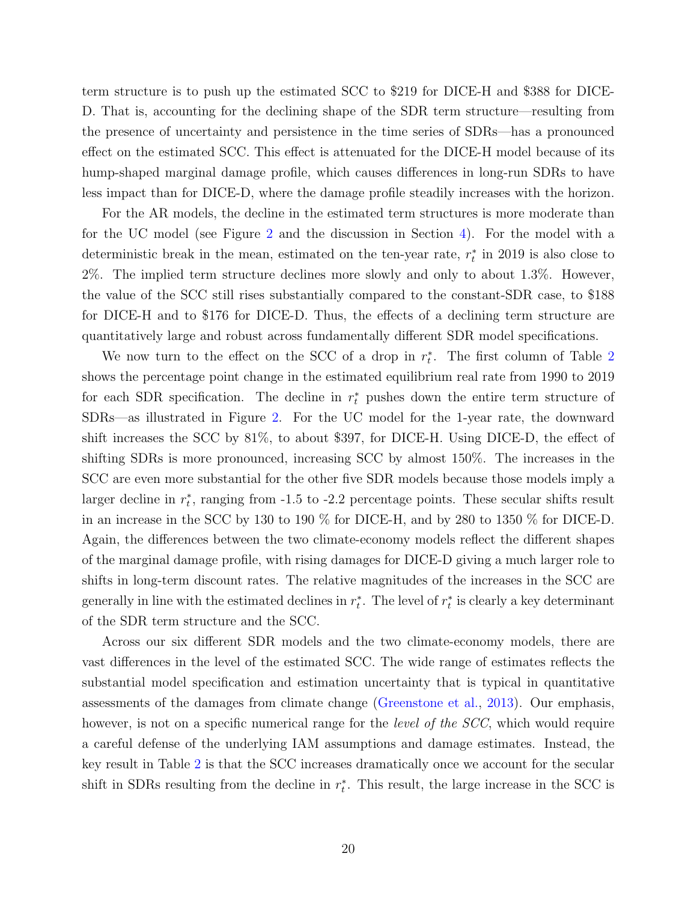term structure is to push up the estimated SCC to \$219 for DICE-H and \$388 for DICE-D. That is, accounting for the declining shape of the SDR term structure—resulting from the presence of uncertainty and persistence in the time series of SDRs—has a pronounced effect on the estimated SCC. This effect is attenuated for the DICE-H model because of its hump-shaped marginal damage profile, which causes differences in long-run SDRs to have less impact than for DICE-D, where the damage profile steadily increases with the horizon.

For the AR models, the decline in the estimated term structures is more moderate than for the UC model (see Figure 2 and the discussion in Section 4). For the model with a deterministic break in the mean, estimated on the ten-year rate, $r_t^*$ in 2019 is also close to 2%. The implied term structure declines more slowly and only to about 1.3%. However, the value of the SCC still rises substantially compared to the constant-SDR case, to \$188 for DICE-H and to \$176 for DICE-D. Thus, the effects of a declining term structure are quantitatively large and robust across fundamentally different SDR model specifications.

We now turn to the effect on the SCC of a drop in $r_t^*$. The first column of Table 2 shows the percentage point change in the estimated equilibrium real rate from 1990 to 2019 for each SDR specification. The decline in $r_t^*$ pushes down the entire term structure of SDRs—as illustrated in Figure 2. For the UC model for the 1-year rate, the downward shift increases the SCC by 81%, to about \$397, for DICE-H. Using DICE-D, the effect of shifting SDRs is more pronounced, increasing SCC by almost 150%. The increases in the SCC are even more substantial for the other five SDR models because those models imply a larger decline in $r_t^*$, ranging from -1.5 to -2.2 percentage points. These secular shifts result in an increase in the SCC by 130 to 190 % for DICE-H, and by 280 to 1350 % for DICE-D. Again, the differences between the two climate-economy models reflect the different shapes of the marginal damage profile, with rising damages for DICE-D giving a much larger role to shifts in long-term discount rates. The relative magnitudes of the increases in the SCC are generally in line with the estimated declines in $r_t^*$. The level of $r_t^*$ is clearly a key determinant of the SDR term structure and the SCC.

Across our six different SDR models and the two climate-economy models, there are vast differences in the level of the estimated SCC. The wide range of estimates reflects the substantial model specification and estimation uncertainty that is typical in quantitative assessments of the damages from climate change (Greenstone et al., 2013). Our emphasis, however, is not on a specific numerical range for the *level of the SCC*, which would require a careful defense of the underlying IAM assumptions and damage estimates. Instead, the key result in Table 2 is that the SCC increases dramatically once we account for the secular shift in SDRs resulting from the decline in $r_t^*$. This result, the large increase in the SCC is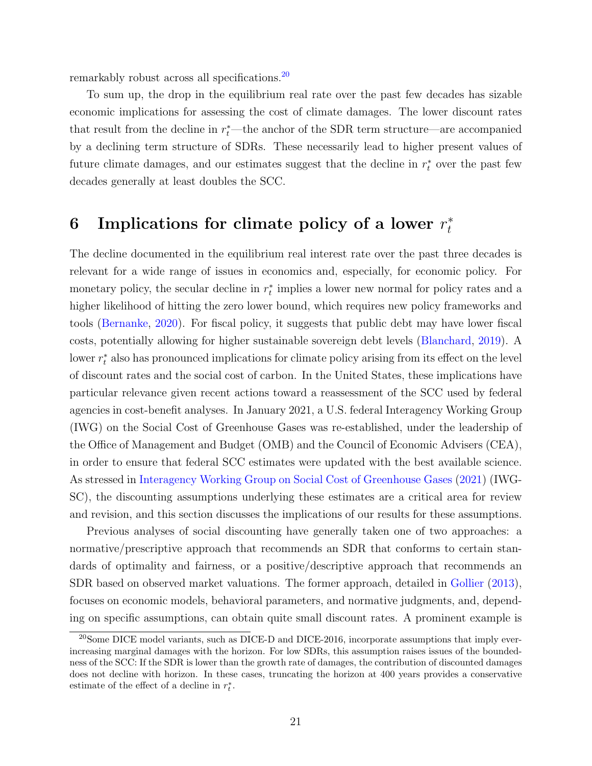remarkably robust across all specifications.[20]

To sum up, the drop in the equilibrium real rate over the past few decades has sizable economic implications for assessing the cost of climate damages. The lower discount rates that result from the decline in $r_t^*$—the anchor of the SDR term structure—are accompanied by a declining term structure of SDRs. These necessarily lead to higher present values of future climate damages, and our estimates suggest that the decline in $r_t^*$ over the past few decades generally at least doubles the SCC.

# 6 Implications for climate policy of a lower $r_t^*$

The decline documented in the equilibrium real interest rate over the past three decades is relevant for a wide range of issues in economics and, especially, for economic policy. For monetary policy, the secular decline in $r_t^*$ implies a lower new normal for policy rates and a higher likelihood of hitting the zero lower bound, which requires new policy frameworks and tools (Bernanke, 2020). For fiscal policy, it suggests that public debt may have lower fiscal costs, potentially allowing for higher sustainable sovereign debt levels (Blanchard, 2019). A lower $r_t^*$ also has pronounced implications for climate policy arising from its effect on the level of discount rates and the social cost of carbon. In the United States, these implications have particular relevance given recent actions toward a reassessment of the SCC used by federal agencies in cost-benefit analyses. In January 2021, a U.S. federal Interagency Working Group (IWG) on the Social Cost of Greenhouse Gases was re-established, under the leadership of the Office of Management and Budget (OMB) and the Council of Economic Advisers (CEA), in order to ensure that federal SCC estimates were updated with the best available science. As stressed in Interagency Working Group on Social Cost of Greenhouse Gases (2021) (IWG-SC), the discounting assumptions underlying these estimates are a critical area for review and revision, and this section discusses the implications of our results for these assumptions.

Previous analyses of social discounting have generally taken one of two approaches: a normative/prescriptive approach that recommends an SDR that conforms to certain standards of optimality and fairness, or a positive/descriptive approach that recommends an SDR based on observed market valuations. The former approach, detailed in Gollier (2013), focuses on economic models, behavioral parameters, and normative judgments, and, depending on specific assumptions, can obtain quite small discount rates. A prominent example is

[20] Some DICE model variants, such as DICE-D and DICE-2016, incorporate assumptions that imply ever-increasing marginal damages with the horizon. For low SDRs, this assumption raises issues of the boundedness of the SCC: If the SDR is lower than the growth rate of damages, the contribution of discounted damages does not decline with horizon. In these cases, truncating the horizon at 400 years provides a conservative estimate of the effect of a decline in $r_t^*$.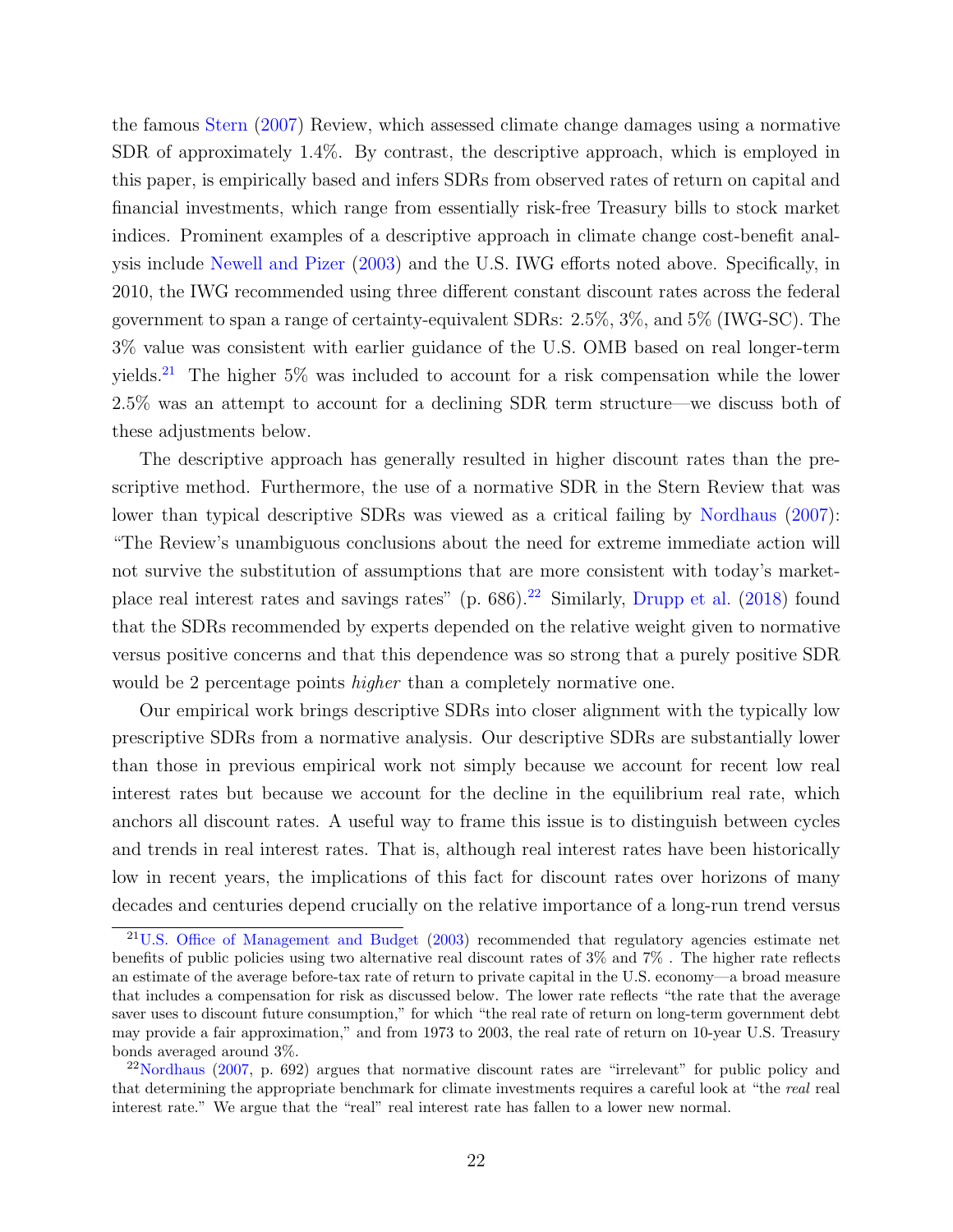the famous Stern (2007) Review, which assessed climate change damages using a normative SDR of approximately 1.4%. By contrast, the descriptive approach, which is employed in this paper, is empirically based and infers SDRs from observed rates of return on capital and financial investments, which range from essentially risk-free Treasury bills to stock market indices. Prominent examples of a descriptive approach in climate change cost-benefit analysis include Newell and Pizer (2003) and the U.S. IWG efforts noted above. Specifically, in 2010, the IWG recommended using three different constant discount rates across the federal government to span a range of certainty-equivalent SDRs: 2.5%, 3%, and 5% (IWG-SC). The 3% value was consistent with earlier guidance of the U.S. OMB based on real longer-term yields.[21] The higher 5% was included to account for a risk compensation while the lower 2.5% was an attempt to account for a declining SDR term structure—we discuss both of these adjustments below.

The descriptive approach has generally resulted in higher discount rates than the prescriptive method. Furthermore, the use of a normative SDR in the Stern Review that was lower than typical descriptive SDRs was viewed as a critical failing by Nordhaus (2007): "The Review's unambiguous conclusions about the need for extreme immediate action will not survive the substitution of assumptions that are more consistent with today's marketplace real interest rates and savings rates" (p. 686).[22] Similarly, Drupp et al. (2018) found that the SDRs recommended by experts depended on the relative weight given to normative versus positive concerns and that this dependence was so strong that a purely positive SDR would be 2 percentage points *higher* than a completely normative one.

Our empirical work brings descriptive SDRs into closer alignment with the typically low prescriptive SDRs from a normative analysis. Our descriptive SDRs are substantially lower than those in previous empirical work not simply because we account for recent low real interest rates but because we account for the decline in the equilibrium real rate, which anchors all discount rates. A useful way to frame this issue is to distinguish between cycles and trends in real interest rates. That is, although real interest rates have been historically low in recent years, the implications of this fact for discount rates over horizons of many decades and centuries depend crucially on the relative importance of a long-run trend versus

[21] U.S. Office of Management and Budget (2003) recommended that regulatory agencies estimate net benefits of public policies using two alternative real discount rates of 3% and 7% . The higher rate reflects an estimate of the average before-tax rate of return to private capital in the U.S. economy—a broad measure that includes a compensation for risk as discussed below. The lower rate reflects "the rate that the average saver uses to discount future consumption," for which "the real rate of return on long-term government debt may provide a fair approximation," and from 1973 to 2003, the real rate of return on 10-year U.S. Treasury bonds averaged around 3%.

[22] Nordhaus (2007, p. 692) argues that normative discount rates are "irrelevant" for public policy and that determining the appropriate benchmark for climate investments requires a careful look at "the *real* real interest rate." We argue that the "real" real interest rate has fallen to a lower new normal.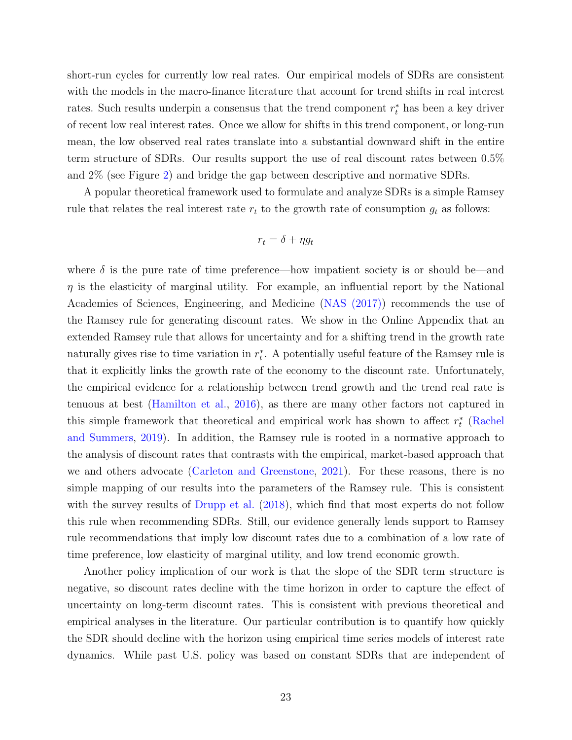short-run cycles for currently low real rates. Our empirical models of SDRs are consistent with the models in the macro-finance literature that account for trend shifts in real interest rates. Such results underpin a consensus that the trend component $r_t^*$ has been a key driver of recent low real interest rates. Once we allow for shifts in this trend component, or long-run mean, the low observed real rates translate into a substantial downward shift in the entire term structure of SDRs. Our results support the use of real discount rates between 0.5% and 2% (see Figure 2) and bridge the gap between descriptive and normative SDRs.

A popular theoretical framework used to formulate and analyze SDRs is a simple Ramsey rule that relates the real interest rate $r_t$ to the growth rate of consumption $g_t$ as follows:

$$r_t = \delta + \eta g_t$$

where $\delta$ is the pure rate of time preference—how impatient society is or should be—and $\eta$ is the elasticity of marginal utility. For example, an influential report by the National Academies of Sciences, Engineering, and Medicine (NAS (2017)) recommends the use of the Ramsey rule for generating discount rates. We show in the Online Appendix that an extended Ramsey rule that allows for uncertainty and for a shifting trend in the growth rate naturally gives rise to time variation in $r_t^*$. A potentially useful feature of the Ramsey rule is that it explicitly links the growth rate of the economy to the discount rate. Unfortunately, the empirical evidence for a relationship between trend growth and the trend real rate is tenuous at best (Hamilton et al., 2016), as there are many other factors not captured in this simple framework that theoretical and empirical work has shown to affect $r_t^*$ (Rachel and Summers, 2019). In addition, the Ramsey rule is rooted in a normative approach to the analysis of discount rates that contrasts with the empirical, market-based approach that we and others advocate (Carleton and Greenstone, 2021). For these reasons, there is no simple mapping of our results into the parameters of the Ramsey rule. This is consistent with the survey results of Drupp et al. (2018), which find that most experts do not follow this rule when recommending SDRs. Still, our evidence generally lends support to Ramsey rule recommendations that imply low discount rates due to a combination of a low rate of time preference, low elasticity of marginal utility, and low trend economic growth.

Another policy implication of our work is that the slope of the SDR term structure is negative, so discount rates decline with the time horizon in order to capture the effect of uncertainty on long-term discount rates. This is consistent with previous theoretical and empirical analyses in the literature. Our particular contribution is to quantify how quickly the SDR should decline with the horizon using empirical time series models of interest rate dynamics. While past U.S. policy was based on constant SDRs that are independent of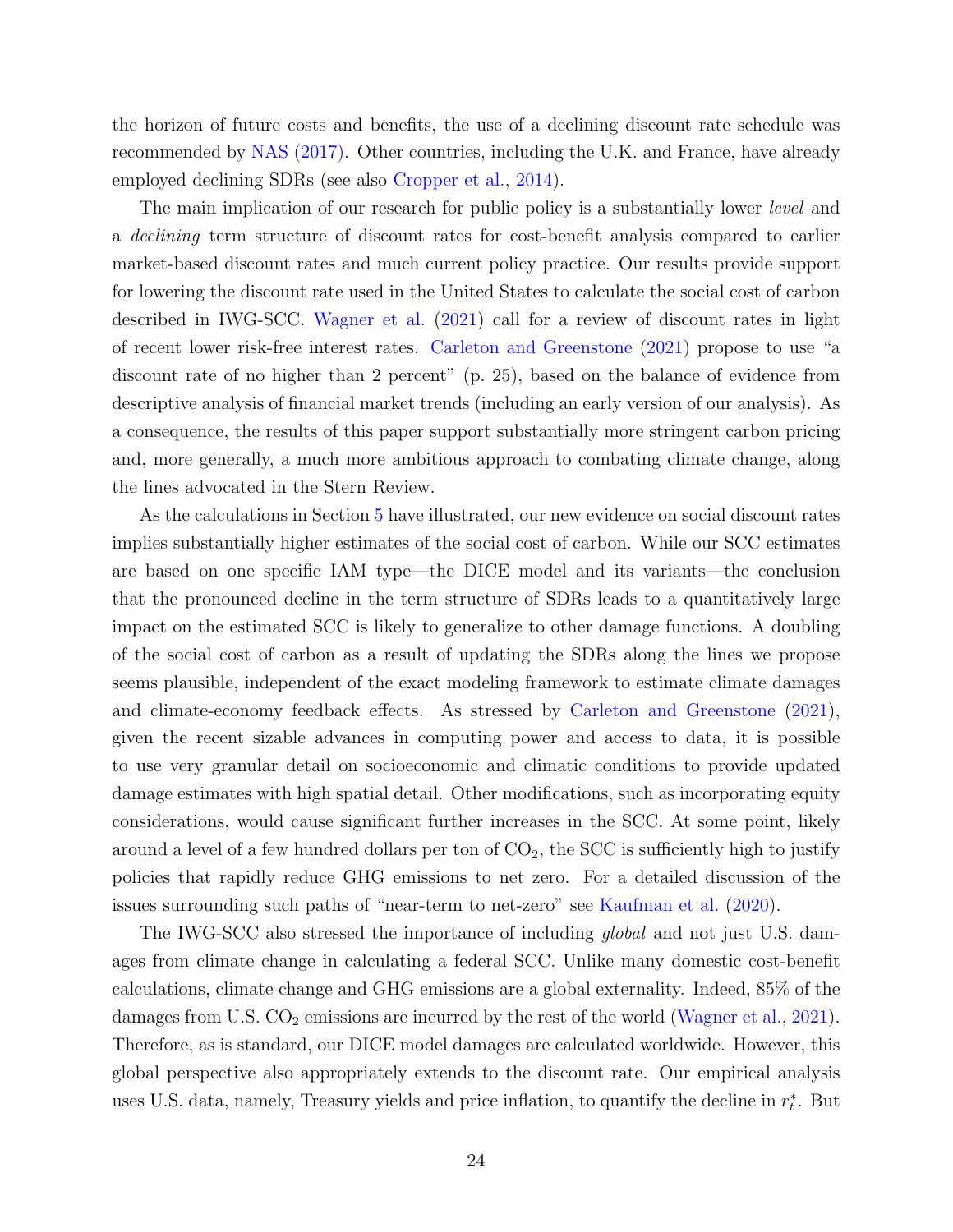the horizon of future costs and benefits, the use of a declining discount rate schedule was recommended by NAS (2017). Other countries, including the U.K. and France, have already employed declining SDRs (see also Cropper et al., 2014).

The main implication of our research for public policy is a substantially lower *level* and a *declining* term structure of discount rates for cost-benefit analysis compared to earlier market-based discount rates and much current policy practice. Our results provide support for lowering the discount rate used in the United States to calculate the social cost of carbon described in IWG-SCC. Wagner et al. (2021) call for a review of discount rates in light of recent lower risk-free interest rates. Carleton and Greenstone (2021) propose to use "a discount rate of no higher than 2 percent" (p. 25), based on the balance of evidence from descriptive analysis of financial market trends (including an early version of our analysis). As a consequence, the results of this paper support substantially more stringent carbon pricing and, more generally, a much more ambitious approach to combating climate change, along the lines advocated in the Stern Review.

As the calculations in Section 5 have illustrated, our new evidence on social discount rates implies substantially higher estimates of the social cost of carbon. While our SCC estimates are based on one specific IAM type—the DICE model and its variants—the conclusion that the pronounced decline in the term structure of SDRs leads to a quantitatively large impact on the estimated SCC is likely to generalize to other damage functions. A doubling of the social cost of carbon as a result of updating the SDRs along the lines we propose seems plausible, independent of the exact modeling framework to estimate climate damages and climate-economy feedback effects. As stressed by Carleton and Greenstone (2021), given the recent sizable advances in computing power and access to data, it is possible to use very granular detail on socioeconomic and climatic conditions to provide updated damage estimates with high spatial detail. Other modifications, such as incorporating equity considerations, would cause significant further increases in the SCC. At some point, likely around a level of a few hundred dollars per ton of $CO_2$, the SCC is sufficiently high to justify policies that rapidly reduce GHG emissions to net zero. For a detailed discussion of the issues surrounding such paths of "near-term to net-zero" see Kaufman et al. (2020).

The IWG-SCC also stressed the importance of including *global* and not just U.S. damages from climate change in calculating a federal SCC. Unlike many domestic cost-benefit calculations, climate change and GHG emissions are a global externality. Indeed, 85% of the damages from U.S. $CO_2$ emissions are incurred by the rest of the world (Wagner et al., 2021). Therefore, as is standard, our DICE model damages are calculated worldwide. However, this global perspective also appropriately extends to the discount rate. Our empirical analysis uses U.S. data, namely, Treasury yields and price inflation, to quantify the decline in $r_t^*$. But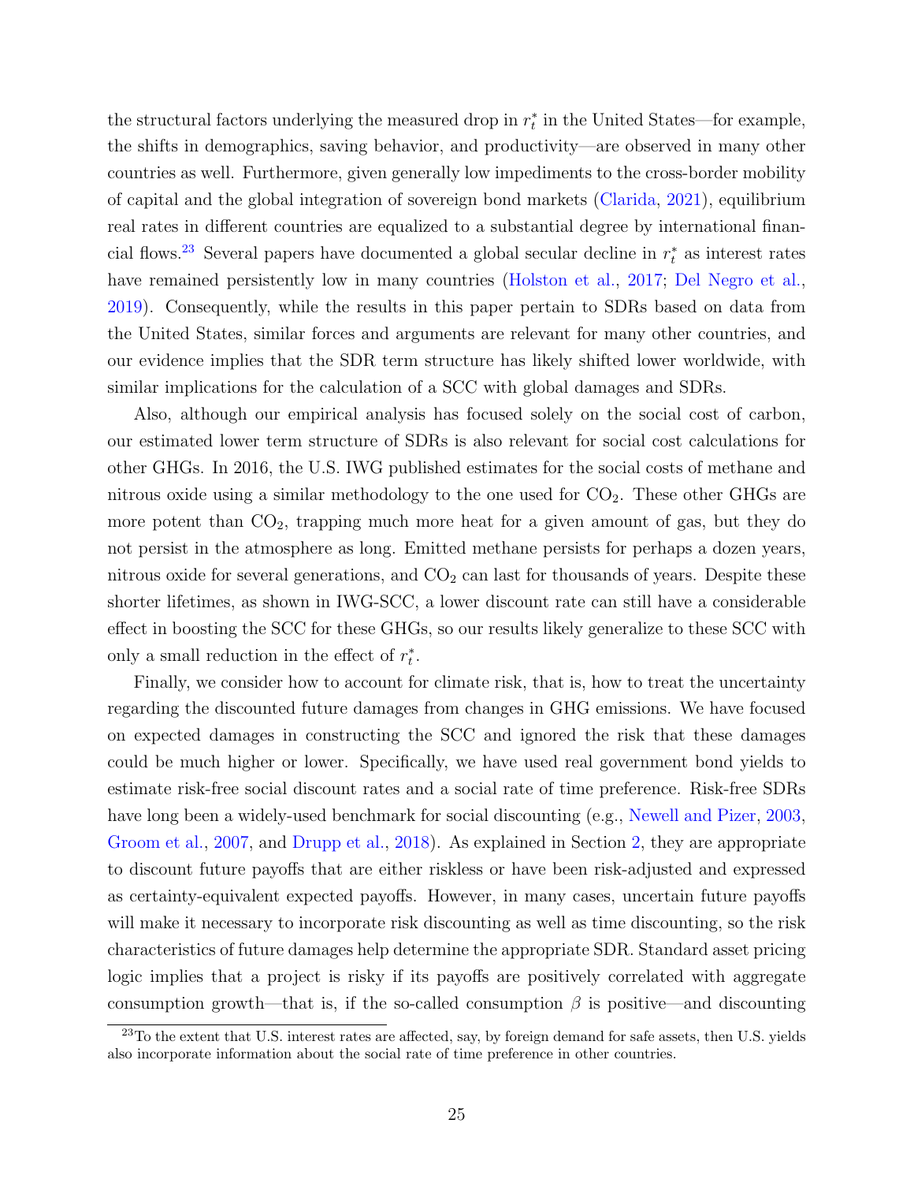the structural factors underlying the measured drop in $r_t^*$ in the United States—for example, the shifts in demographics, saving behavior, and productivity—are observed in many other countries as well. Furthermore, given generally low impediments to the cross-border mobility of capital and the global integration of sovereign bond markets (Clarida, 2021), equilibrium real rates in different countries are equalized to a substantial degree by international financial flows.[23] Several papers have documented a global secular decline in $r_t^*$ as interest rates have remained persistently low in many countries (Holston et al., 2017; Del Negro et al., 2019). Consequently, while the results in this paper pertain to SDRs based on data from the United States, similar forces and arguments are relevant for many other countries, and our evidence implies that the SDR term structure has likely shifted lower worldwide, with similar implications for the calculation of a SCC with global damages and SDRs.

Also, although our empirical analysis has focused solely on the social cost of carbon, our estimated lower term structure of SDRs is also relevant for social cost calculations for other GHGs. In 2016, the U.S. IWG published estimates for the social costs of methane and nitrous oxide using a similar methodology to the one used for $CO_2$. These other GHGs are more potent than $CO_2$, trapping much more heat for a given amount of gas, but they do not persist in the atmosphere as long. Emitted methane persists for perhaps a dozen years, nitrous oxide for several generations, and $CO_2$ can last for thousands of years. Despite these shorter lifetimes, as shown in IWG-SCC, a lower discount rate can still have a considerable effect in boosting the SCC for these GHGs, so our results likely generalize to these SCC with only a small reduction in the effect of $r_t^*$.

Finally, we consider how to account for climate risk, that is, how to treat the uncertainty regarding the discounted future damages from changes in GHG emissions. We have focused on expected damages in constructing the SCC and ignored the risk that these damages could be much higher or lower. Specifically, we have used real government bond yields to estimate risk-free social discount rates and a social rate of time preference. Risk-free SDRs have long been a widely-used benchmark for social discounting (e.g., Newell and Pizer, 2003, Groom et al., 2007, and Drupp et al., 2018). As explained in Section 2, they are appropriate to discount future payoffs that are either riskless or have been risk-adjusted and expressed as certainty-equivalent expected payoffs. However, in many cases, uncertain future payoffs will make it necessary to incorporate risk discounting as well as time discounting, so the risk characteristics of future damages help determine the appropriate SDR. Standard asset pricing logic implies that a project is risky if its payoffs are positively correlated with aggregate consumption growth—that is, if the so-called consumption $\beta$ is positive—and discounting

[23] To the extent that U.S. interest rates are affected, say, by foreign demand for safe assets, then U.S. yields also incorporate information about the social rate of time preference in other countries.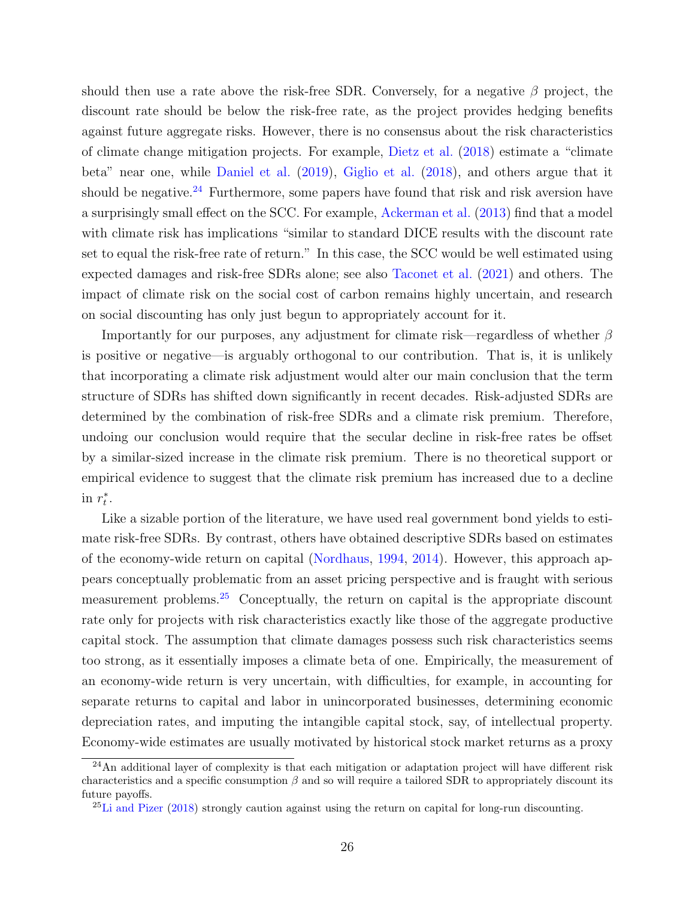should then use a rate above the risk-free SDR. Conversely, for a negative $\beta$ project, the discount rate should be below the risk-free rate, as the project provides hedging benefits against future aggregate risks. However, there is no consensus about the risk characteristics of climate change mitigation projects. For example, Dietz et al. (2018) estimate a "climate beta" near one, while Daniel et al. (2019), Giglio et al. (2018), and others argue that it should be negative.[24] Furthermore, some papers have found that risk and risk aversion have a surprisingly small effect on the SCC. For example, Ackerman et al. (2013) find that a model with climate risk has implications "similar to standard DICE results with the discount rate set to equal the risk-free rate of return." In this case, the SCC would be well estimated using expected damages and risk-free SDRs alone; see also Taconet et al. (2021) and others. The impact of climate risk on the social cost of carbon remains highly uncertain, and research on social discounting has only just begun to appropriately account for it.

Importantly for our purposes, any adjustment for climate risk—regardless of whether $\beta$ is positive or negative—is arguably orthogonal to our contribution. That is, it is unlikely that incorporating a climate risk adjustment would alter our main conclusion that the term structure of SDRs has shifted down significantly in recent decades. Risk-adjusted SDRs are determined by the combination of risk-free SDRs and a climate risk premium. Therefore, undoing our conclusion would require that the secular decline in risk-free rates be offset by a similar-sized increase in the climate risk premium. There is no theoretical support or empirical evidence to suggest that the climate risk premium has increased due to a decline in $r_t^*$.

Like a sizable portion of the literature, we have used real government bond yields to estimate risk-free SDRs. By contrast, others have obtained descriptive SDRs based on estimates of the economy-wide return on capital (Nordhaus, 1994, 2014). However, this approach appears conceptually problematic from an asset pricing perspective and is fraught with serious measurement problems.[25] Conceptually, the return on capital is the appropriate discount rate only for projects with risk characteristics exactly like those of the aggregate productive capital stock. The assumption that climate damages possess such risk characteristics seems too strong, as it essentially imposes a climate beta of one. Empirically, the measurement of an economy-wide return is very uncertain, with difficulties, for example, in accounting for separate returns to capital and labor in unincorporated businesses, determining economic depreciation rates, and imputing the intangible capital stock, say, of intellectual property. Economy-wide estimates are usually motivated by historical stock market returns as a proxy

[24] An additional layer of complexity is that each mitigation or adaptation project will have different risk characteristics and a specific consumption $\beta$ and so will require a tailored SDR to appropriately discount its future payoffs.

[25] Li and Pizer (2018) strongly caution against using the return on capital for long-run discounting.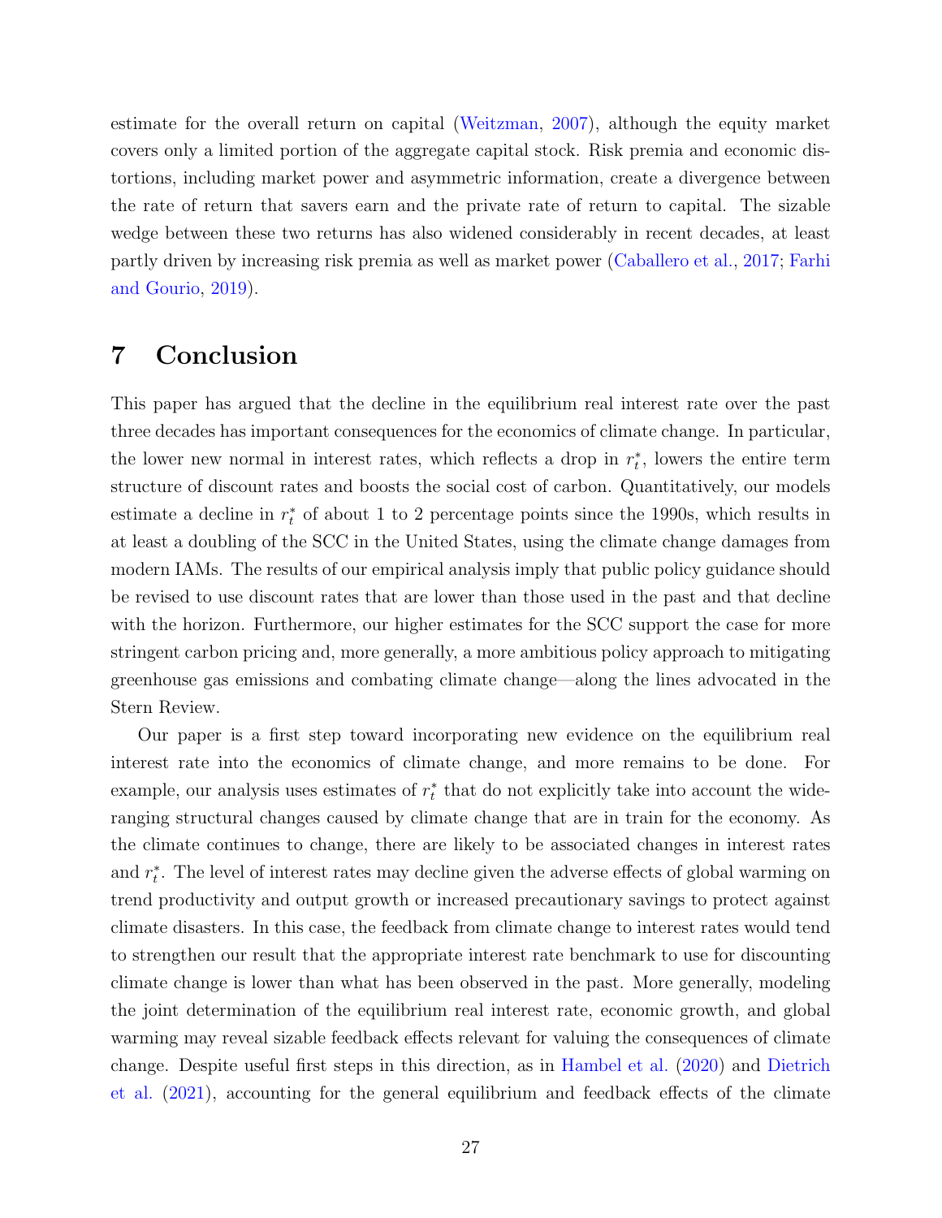estimate for the overall return on capital (Weitzman, 2007), although the equity market covers only a limited portion of the aggregate capital stock. Risk premia and economic distortions, including market power and asymmetric information, create a divergence between the rate of return that savers earn and the private rate of return to capital. The sizable wedge between these two returns has also widened considerably in recent decades, at least partly driven by increasing risk premia as well as market power (Caballero et al., 2017; Farhi and Gourio, 2019).

# 7 Conclusion

This paper has argued that the decline in the equilibrium real interest rate over the past three decades has important consequences for the economics of climate change. In particular, the lower new normal in interest rates, which reflects a drop in $r_t^*$, lowers the entire term structure of discount rates and boosts the social cost of carbon. Quantitatively, our models estimate a decline in $r_t^*$ of about 1 to 2 percentage points since the 1990s, which results in at least a doubling of the SCC in the United States, using the climate change damages from modern IAMs. The results of our empirical analysis imply that public policy guidance should be revised to use discount rates that are lower than those used in the past and that decline with the horizon. Furthermore, our higher estimates for the SCC support the case for more stringent carbon pricing and, more generally, a more ambitious policy approach to mitigating greenhouse gas emissions and combating climate change—along the lines advocated in the Stern Review.

Our paper is a first step toward incorporating new evidence on the equilibrium real interest rate into the economics of climate change, and more remains to be done. For example, our analysis uses estimates of $r_t^*$ that do not explicitly take into account the wide-ranging structural changes caused by climate change that are in train for the economy. As the climate continues to change, there are likely to be associated changes in interest rates and $r_t^*$. The level of interest rates may decline given the adverse effects of global warming on trend productivity and output growth or increased precautionary savings to protect against climate disasters. In this case, the feedback from climate change to interest rates would tend to strengthen our result that the appropriate interest rate benchmark to use for discounting climate change is lower than what has been observed in the past. More generally, modeling the joint determination of the equilibrium real interest rate, economic growth, and global warming may reveal sizable feedback effects relevant for valuing the consequences of climate change. Despite useful first steps in this direction, as in Hambel et al. (2020) and Dietrich et al. (2021), accounting for the general equilibrium and feedback effects of the climate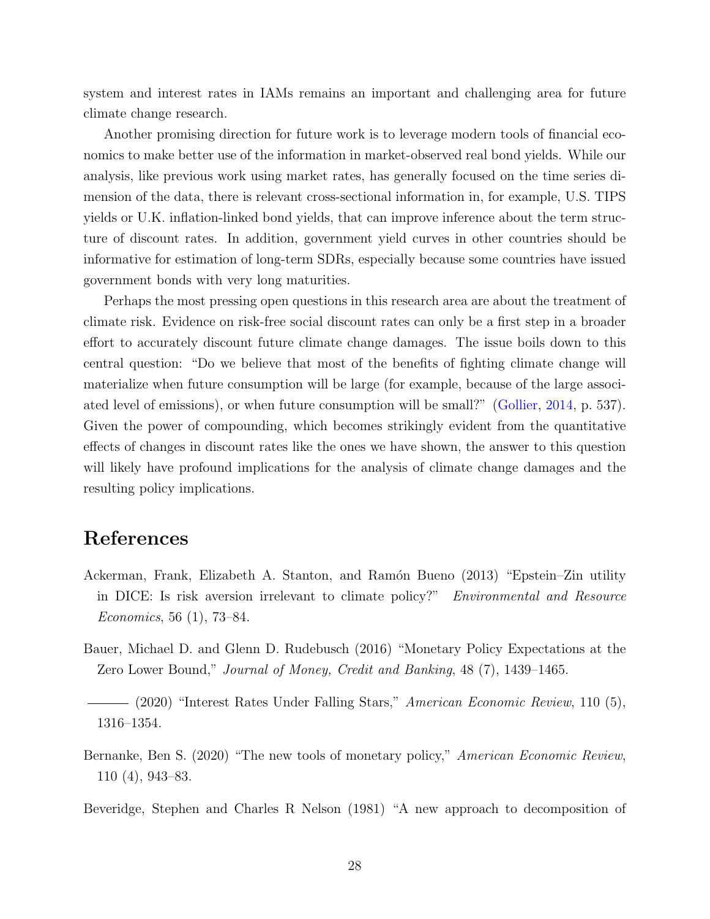system and interest rates in IAMs remains an important and challenging area for future climate change research.

Another promising direction for future work is to leverage modern tools of financial economics to make better use of the information in market-observed real bond yields. While our analysis, like previous work using market rates, has generally focused on the time series dimension of the data, there is relevant cross-sectional information in, for example, U.S. TIPS yields or U.K. inflation-linked bond yields, that can improve inference about the term structure of discount rates. In addition, government yield curves in other countries should be informative for estimation of long-term SDRs, especially because some countries have issued government bonds with very long maturities.

Perhaps the most pressing open questions in this research area are about the treatment of climate risk. Evidence on risk-free social discount rates can only be a first step in a broader effort to accurately discount future climate change damages. The issue boils down to this central question: "Do we believe that most of the benefits of fighting climate change will materialize when future consumption will be large (for example, because of the large associated level of emissions), or when future consumption will be small?" (Gollier, 2014, p. 537). Given the power of compounding, which becomes strikingly evident from the quantitative effects of changes in discount rates like the ones we have shown, the answer to this question will likely have profound implications for the analysis of climate change damages and the resulting policy implications.

# References

Ackerman, Frank, Elizabeth A. Stanton, and Ramón Bueno (2013) "Epstein–Zin utility in DICE: Is risk aversion irrelevant to climate policy?" *Environmental and Resource Economics*, 56 (1), 73–84.

Bauer, Michael D. and Glenn D. Rudebusch (2016) "Monetary Policy Expectations at the Zero Lower Bound," *Journal of Money, Credit and Banking*, 48 (7), 1439–1465.

——— (2020) "Interest Rates Under Falling Stars," *American Economic Review*, 110 (5), 1316–1354.

Bernanke, Ben S. (2020) "The new tools of monetary policy," *American Economic Review*, 110 (4), 943–83.

Beveridge, Stephen and Charles R Nelson (1981) "A new approach to decomposition of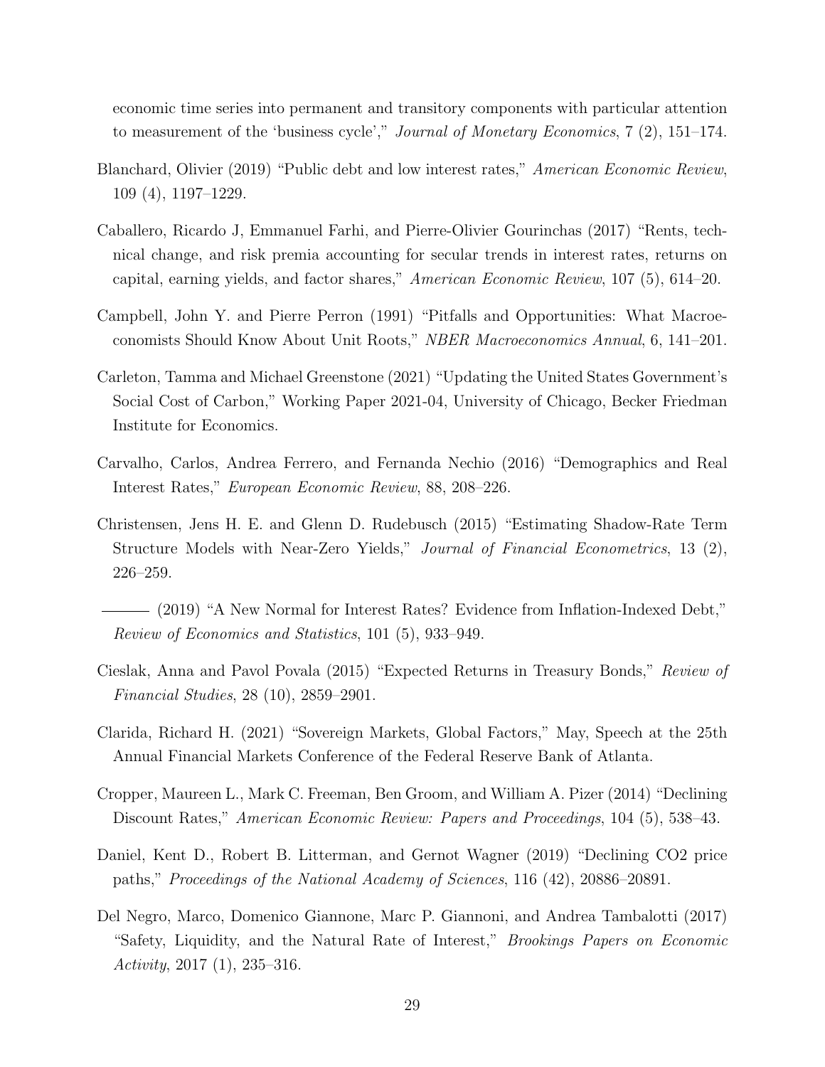economic time series into permanent and transitory components with particular attention to measurement of the 'business cycle'," *Journal of Monetary Economics*, 7 (2), 151–174.

Blanchard, Olivier (2019) "Public debt and low interest rates," *American Economic Review*, 109 (4), 1197–1229.

Caballero, Ricardo J, Emmanuel Farhi, and Pierre-Olivier Gourinchas (2017) "Rents, technical change, and risk premia accounting for secular trends in interest rates, returns on capital, earning yields, and factor shares," *American Economic Review*, 107 (5), 614–20.

Campbell, John Y. and Pierre Perron (1991) "Pitfalls and Opportunities: What Macroeconomists Should Know About Unit Roots," *NBER Macroeconomics Annual*, 6, 141–201.

Carleton, Tamma and Michael Greenstone (2021) "Updating the United States Government's Social Cost of Carbon," Working Paper 2021-04, University of Chicago, Becker Friedman Institute for Economics.

Carvalho, Carlos, Andrea Ferrero, and Fernanda Nechio (2016) "Demographics and Real Interest Rates," *European Economic Review*, 88, 208–226.

Christensen, Jens H. E. and Glenn D. Rudebusch (2015) "Estimating Shadow-Rate Term Structure Models with Near-Zero Yields," *Journal of Financial Econometrics*, 13 (2), 226–259.

——— (2019) "A New Normal for Interest Rates? Evidence from Inflation-Indexed Debt," *Review of Economics and Statistics*, 101 (5), 933–949.

Cieslak, Anna and Pavol Povala (2015) "Expected Returns in Treasury Bonds," *Review of Financial Studies*, 28 (10), 2859–2901.

Clarida, Richard H. (2021) "Sovereign Markets, Global Factors," May, Speech at the 25th Annual Financial Markets Conference of the Federal Reserve Bank of Atlanta.

Cropper, Maureen L., Mark C. Freeman, Ben Groom, and William A. Pizer (2014) "Declining Discount Rates," *American Economic Review: Papers and Proceedings*, 104 (5), 538–43.

Daniel, Kent D., Robert B. Litterman, and Gernot Wagner (2019) "Declining CO2 price paths," *Proceedings of the National Academy of Sciences*, 116 (42), 20886–20891.

Del Negro, Marco, Domenico Giannone, Marc P. Giannoni, and Andrea Tambalotti (2017) "Safety, Liquidity, and the Natural Rate of Interest," *Brookings Papers on Economic Activity*, 2017 (1), 235–316.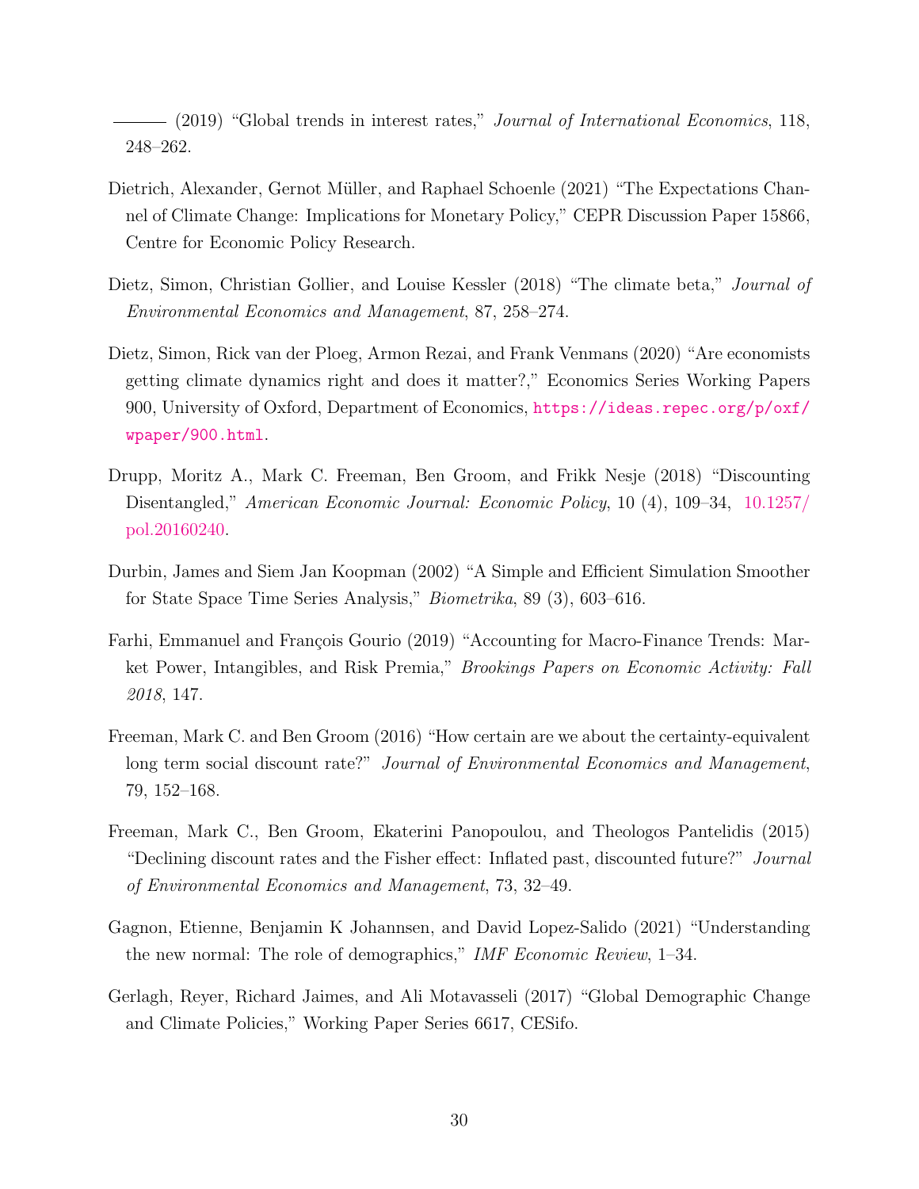——— (2019) "Global trends in interest rates," *Journal of International Economics*, 118, 248–262.

Dietrich, Alexander, Gernot Müller, and Raphael Schoenle (2021) "The Expectations Channel of Climate Change: Implications for Monetary Policy," CEPR Discussion Paper 15866, Centre for Economic Policy Research.

Dietz, Simon, Christian Gollier, and Louise Kessler (2018) "The climate beta," *Journal of Environmental Economics and Management*, 87, 258–274.

Dietz, Simon, Rick van der Ploeg, Armon Rezai, and Frank Venmans (2020) "Are economists getting climate dynamics right and does it matter?," Economics Series Working Papers 900, University of Oxford, Department of Economics, https://ideas.repec.org/p/oxf/wpaper/900.html.

Drupp, Moritz A., Mark C. Freeman, Ben Groom, and Frikk Nesje (2018) "Discounting Disentangled," *American Economic Journal: Economic Policy*, 10 (4), 109–34, 10.1257/pol.20160240.

Durbin, James and Siem Jan Koopman (2002) "A Simple and Efficient Simulation Smoother for State Space Time Series Analysis," *Biometrika*, 89 (3), 603–616.

Farhi, Emmanuel and François Gourio (2019) "Accounting for Macro-Finance Trends: Market Power, Intangibles, and Risk Premia," *Brookings Papers on Economic Activity: Fall 2018*, 147.

Freeman, Mark C. and Ben Groom (2016) "How certain are we about the certainty-equivalent long term social discount rate?" *Journal of Environmental Economics and Management*, 79, 152–168.

Freeman, Mark C., Ben Groom, Ekaterini Panopoulou, and Theologos Pantelidis (2015) "Declining discount rates and the Fisher effect: Inflated past, discounted future?" *Journal of Environmental Economics and Management*, 73, 32–49.

Gagnon, Etienne, Benjamin K Johannsen, and David Lopez-Salido (2021) "Understanding the new normal: The role of demographics," *IMF Economic Review*, 1–34.

Gerlagh, Reyer, Richard Jaimes, and Ali Motavasseli (2017) "Global Demographic Change and Climate Policies," Working Paper Series 6617, CESifo.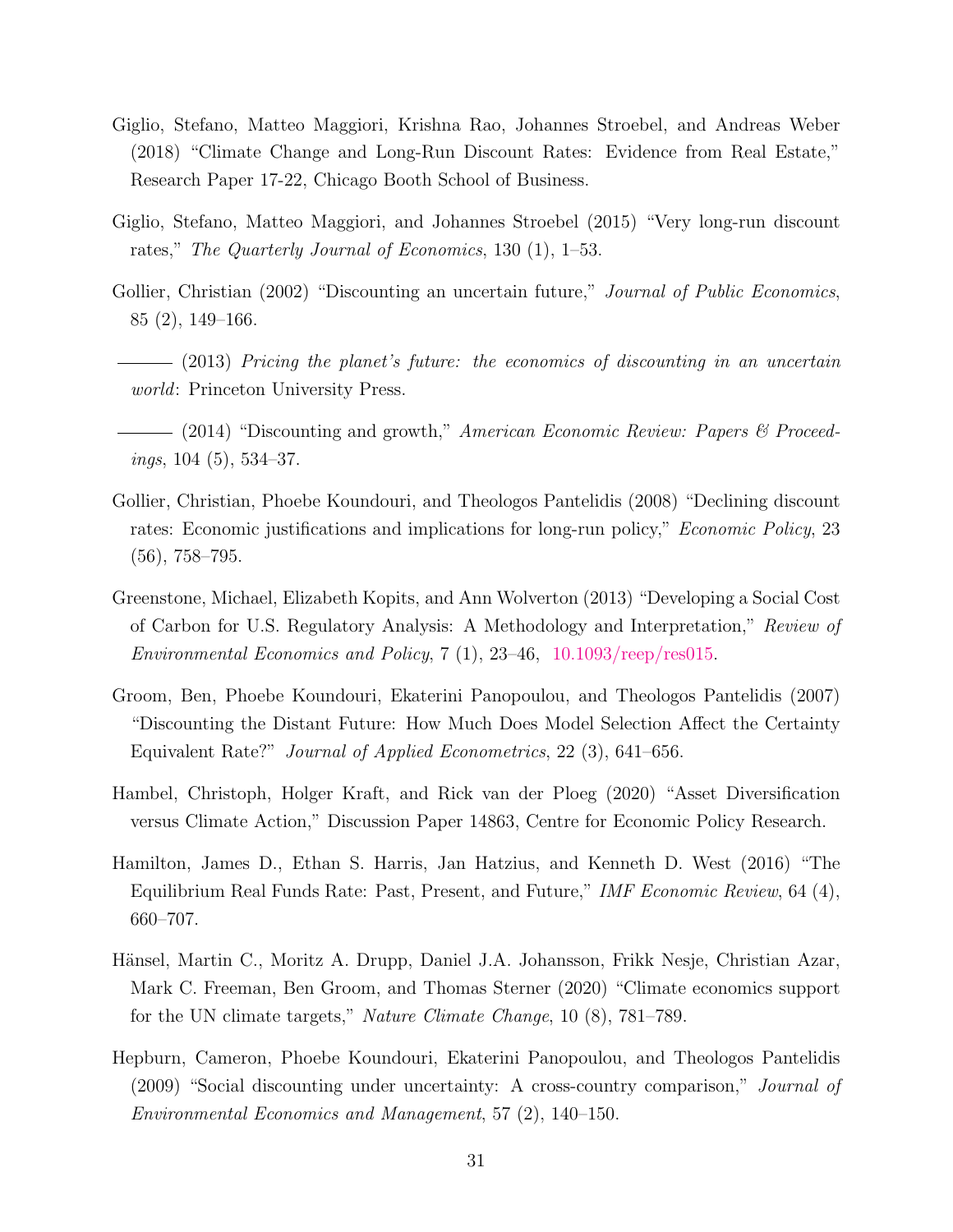Giglio, Stefano, Matteo Maggiori, Krishna Rao, Johannes Stroebel, and Andreas Weber (2018) "Climate Change and Long-Run Discount Rates: Evidence from Real Estate," Research Paper 17-22, Chicago Booth School of Business.

Giglio, Stefano, Matteo Maggiori, and Johannes Stroebel (2015) "Very long-run discount rates," *The Quarterly Journal of Economics*, 130 (1), 1–53.

Gollier, Christian (2002) "Discounting an uncertain future," *Journal of Public Economics*, 85 (2), 149–166.

——— (2013) *Pricing the planet's future: the economics of discounting in an uncertain world*: Princeton University Press.

——— (2014) "Discounting and growth," *American Economic Review: Papers & Proceedings*, 104 (5), 534–37.

Gollier, Christian, Phoebe Koundouri, and Theologos Pantelidis (2008) "Declining discount rates: Economic justifications and implications for long-run policy," *Economic Policy*, 23 (56), 758–795.

Greenstone, Michael, Elizabeth Kopits, and Ann Wolverton (2013) "Developing a Social Cost of Carbon for U.S. Regulatory Analysis: A Methodology and Interpretation," *Review of Environmental Economics and Policy*, 7 (1), 23–46, 10.1093/reep/res015.

Groom, Ben, Phoebe Koundouri, Ekaterini Panopoulou, and Theologos Pantelidis (2007) "Discounting the Distant Future: How Much Does Model Selection Affect the Certainty Equivalent Rate?" *Journal of Applied Econometrics*, 22 (3), 641–656.

Hambel, Christoph, Holger Kraft, and Rick van der Ploeg (2020) "Asset Diversification versus Climate Action," Discussion Paper 14863, Centre for Economic Policy Research.

Hamilton, James D., Ethan S. Harris, Jan Hatzius, and Kenneth D. West (2016) "The Equilibrium Real Funds Rate: Past, Present, and Future," *IMF Economic Review*, 64 (4), 660–707.

Hänsel, Martin C., Moritz A. Drupp, Daniel J.A. Johansson, Frikk Nesje, Christian Azar, Mark C. Freeman, Ben Groom, and Thomas Sterner (2020) "Climate economics support for the UN climate targets," *Nature Climate Change*, 10 (8), 781–789.

Hepburn, Cameron, Phoebe Koundouri, Ekaterini Panopoulou, and Theologos Pantelidis (2009) "Social discounting under uncertainty: A cross-country comparison," *Journal of Environmental Economics and Management*, 57 (2), 140–150.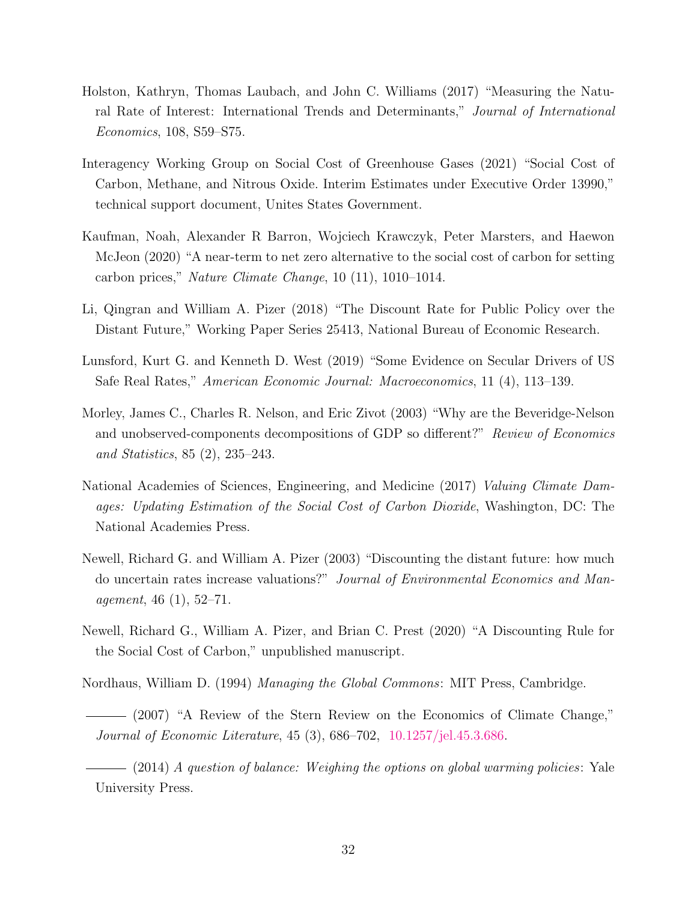Holston, Kathryn, Thomas Laubach, and John C. Williams (2017) "Measuring the Natural Rate of Interest: International Trends and Determinants," *Journal of International Economics*, 108, S59–S75.

Interagency Working Group on Social Cost of Greenhouse Gases (2021) "Social Cost of Carbon, Methane, and Nitrous Oxide. Interim Estimates under Executive Order 13990," technical support document, Unites States Government.

Kaufman, Noah, Alexander R Barron, Wojciech Krawczyk, Peter Marsters, and Haewon McJeon (2020) "A near-term to net zero alternative to the social cost of carbon for setting carbon prices," *Nature Climate Change*, 10 (11), 1010–1014.

Li, Qingran and William A. Pizer (2018) "The Discount Rate for Public Policy over the Distant Future," Working Paper Series 25413, National Bureau of Economic Research.

Lunsford, Kurt G. and Kenneth D. West (2019) "Some Evidence on Secular Drivers of US Safe Real Rates," *American Economic Journal: Macroeconomics*, 11 (4), 113–139.

Morley, James C., Charles R. Nelson, and Eric Zivot (2003) "Why are the Beveridge-Nelson and unobserved-components decompositions of GDP so different?" *Review of Economics and Statistics*, 85 (2), 235–243.

National Academies of Sciences, Engineering, and Medicine (2017) *Valuing Climate Damages: Updating Estimation of the Social Cost of Carbon Dioxide*, Washington, DC: The National Academies Press.

Newell, Richard G. and William A. Pizer (2003) "Discounting the distant future: how much do uncertain rates increase valuations?" *Journal of Environmental Economics and Management*, 46 (1), 52–71.

Newell, Richard G., William A. Pizer, and Brian C. Prest (2020) "A Discounting Rule for the Social Cost of Carbon," unpublished manuscript.

Nordhaus, William D. (1994) *Managing the Global Commons*: MIT Press, Cambridge.

——— (2007) "A Review of the Stern Review on the Economics of Climate Change," *Journal of Economic Literature*, 45 (3), 686–702, 10.1257/jel.45.3.686.

——— (2014) *A question of balance: Weighing the options on global warming policies*: Yale University Press.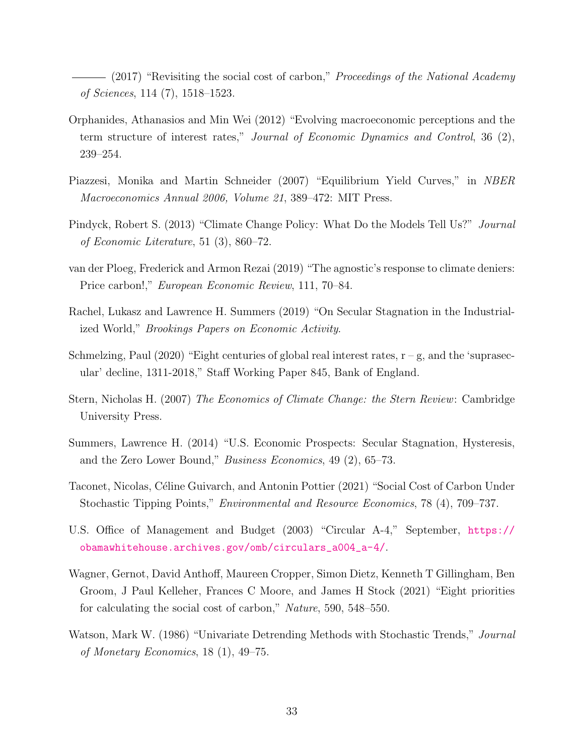——— (2017) "Revisiting the social cost of carbon," *Proceedings of the National Academy of Sciences*, 114 (7), 1518–1523.

Orphanides, Athanasios and Min Wei (2012) "Evolving macroeconomic perceptions and the term structure of interest rates," *Journal of Economic Dynamics and Control*, 36 (2), 239–254.

Piazzesi, Monika and Martin Schneider (2007) "Equilibrium Yield Curves," in *NBER Macroeconomics Annual 2006, Volume 21*, 389–472: MIT Press.

Pindyck, Robert S. (2013) "Climate Change Policy: What Do the Models Tell Us?" *Journal of Economic Literature*, 51 (3), 860–72.

van der Ploeg, Frederick and Armon Rezai (2019) "The agnostic's response to climate deniers: Price carbon!," *European Economic Review*, 111, 70–84.

Rachel, Lukasz and Lawrence H. Summers (2019) "On Secular Stagnation in the Industrialized World," *Brookings Papers on Economic Activity*.

Schmelzing, Paul (2020) "Eight centuries of global real interest rates, r – g, and the 'suprasecular' decline, 1311-2018," Staff Working Paper 845, Bank of England.

Stern, Nicholas H. (2007) *The Economics of Climate Change: the Stern Review*: Cambridge University Press.

Summers, Lawrence H. (2014) "U.S. Economic Prospects: Secular Stagnation, Hysteresis, and the Zero Lower Bound," *Business Economics*, 49 (2), 65–73.

Taconet, Nicolas, Céline Guivarch, and Antonin Pottier (2021) "Social Cost of Carbon Under Stochastic Tipping Points," *Environmental and Resource Economics*, 78 (4), 709–737.

U.S. Office of Management and Budget (2003) "Circular A-4," September, https://obamawhitehouse.archives.gov/omb/circulars_a004_a-4/.

Wagner, Gernot, David Anthoff, Maureen Cropper, Simon Dietz, Kenneth T Gillingham, Ben Groom, J Paul Kelleher, Frances C Moore, and James H Stock (2021) "Eight priorities for calculating the social cost of carbon," *Nature*, 590, 548–550.

Watson, Mark W. (1986) "Univariate Detrending Methods with Stochastic Trends," *Journal of Monetary Economics*, 18 (1), 49–75.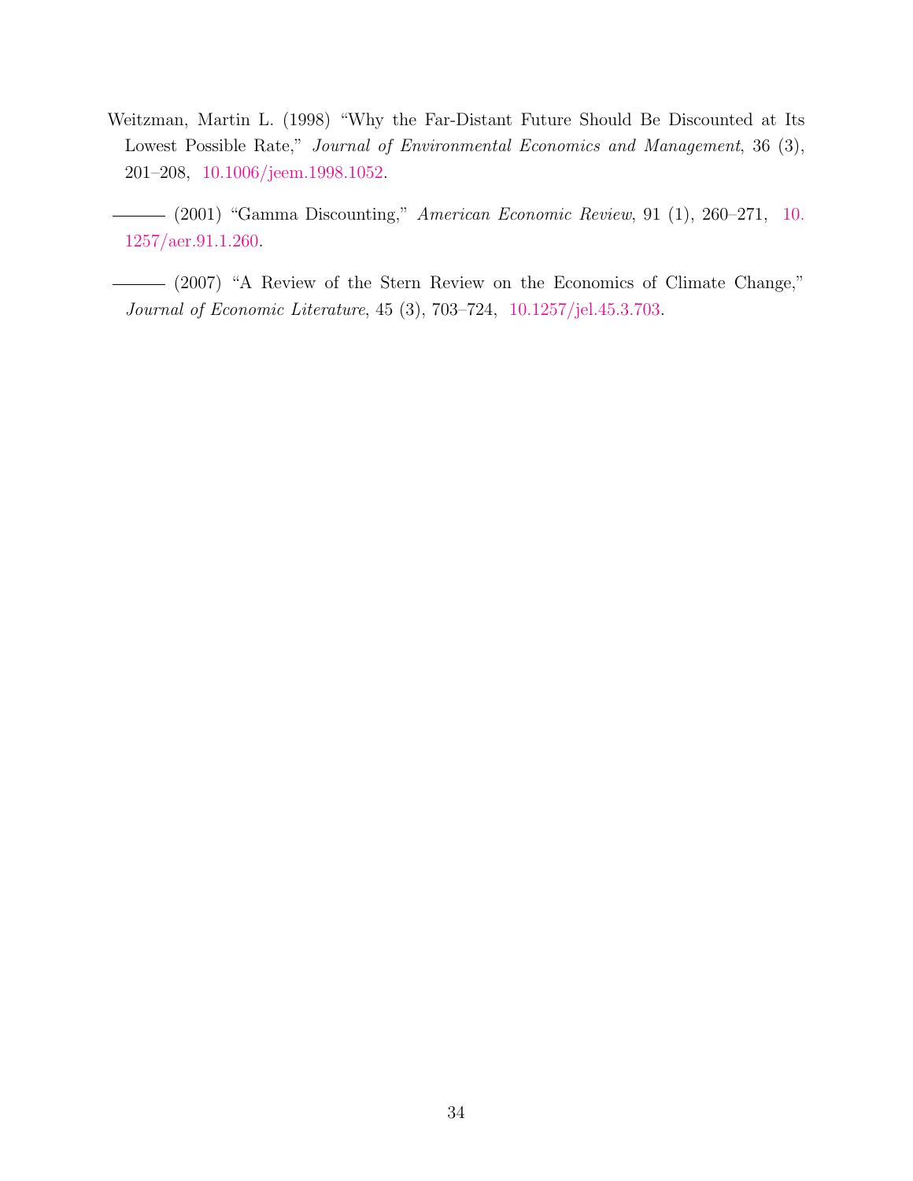Weitzman, Martin L. (1998) "Why the Far-Distant Future Should Be Discounted at Its Lowest Possible Rate," *Journal of Environmental Economics and Management*, 36 (3), 201–208, 10.1006/jeem.1998.1052.

——— (2001) "Gamma Discounting," *American Economic Review*, 91 (1), 260–271, 10.1257/aer.91.1.260.

——— (2007) "A Review of the Stern Review on the Economics of Climate Change," *Journal of Economic Literature*, 45 (3), 703–724, 10.1257/jel.45.3.703.